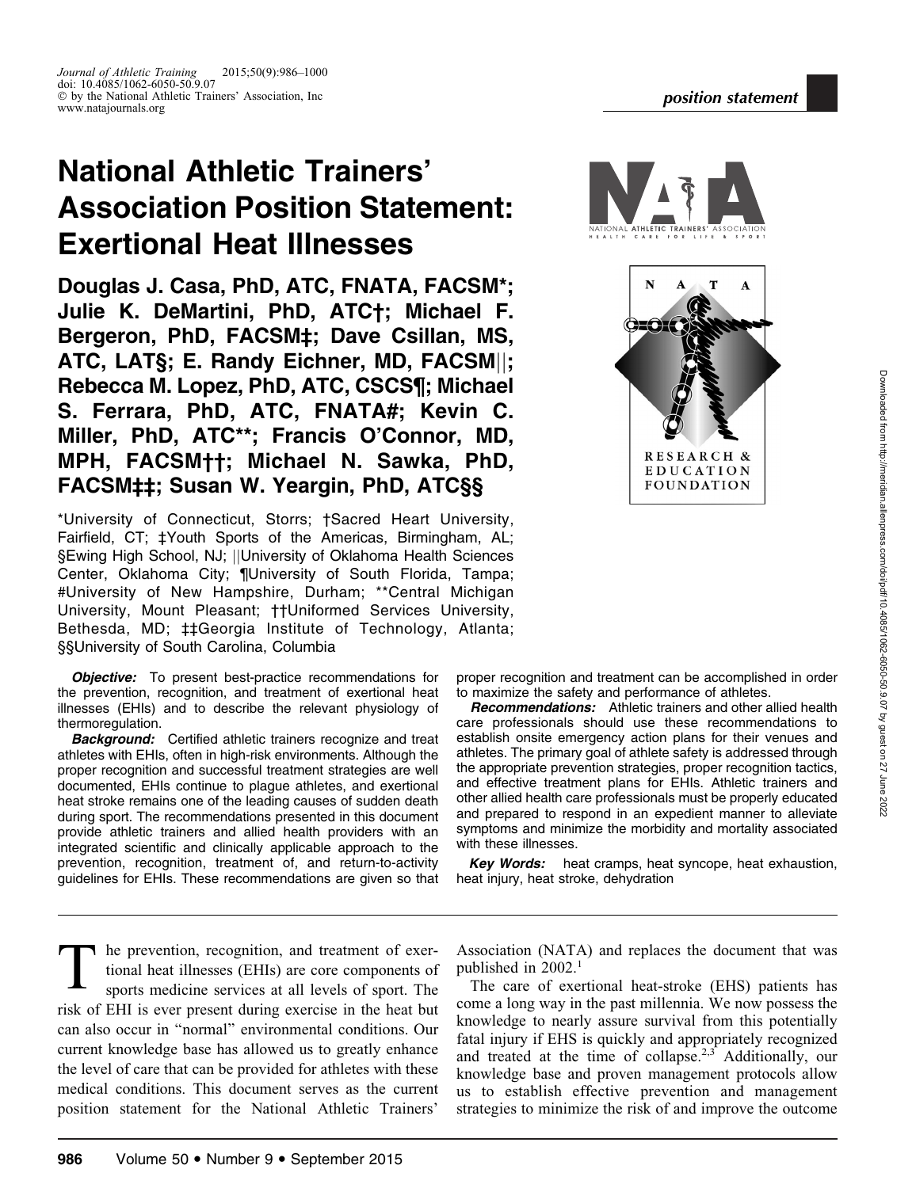# National Athletic Trainers' Association Position Statement: Exertional Heat Illnesses

**Douglas J. Casa, PhD, ATC, FNATA, FACSM\*; Julie K. DeMartini, PhD, ATC†; Michael F. Bergeron, PhD, FACSM‡; Dave Csillan, MS, ATC, LAT§; E. Randy Eichner, MD, FACSM||; Rebecca M. Lopez, PhD, ATC, CSCS¶; Michael S. Ferrara, PhD, ATC, FNATA#; Kevin C. Miller, PhD, ATC\*\*; Francis O'Connor, MD, MPH, FACSM††; Michael N. Sawka, PhD, FACSM‡‡; Susan W. Yeargin, PhD, ATC§§**

\*University of Connecticut, Storrs; †Sacred Heart University, Fairfield, CT; ‡Youth Sports of the Americas, Birmingham, AL; §Ewing High School, NJ; ||University of Oklahoma Health Sciences Center, Oklahoma City; ¶University of South Florida, Tampa; #University of New Hampshire, Durham; \*\*Central Michigan University, Mount Pleasant; ††Uniformed Services University, Bethesda, MD; ‡‡Georgia Institute of Technology, Atlanta; §§University of South Carolina, Columbia

***Objective:*** To present best-practice recommendations for the prevention, recognition, and treatment of exertional heat illnesses (EHIs) and to describe the relevant physiology of thermoregulation.

***Background:*** Certified athletic trainers recognize and treat athletes with EHIs, often in high-risk environments. Although the proper recognition and successful treatment strategies are well documented, EHIs continue to plague athletes, and exertional heat stroke remains one of the leading causes of sudden death during sport. The recommendations presented in this document provide athletic trainers and allied health providers with an integrated scientific and clinically applicable approach to the prevention, recognition, treatment of, and return-to-activity guidelines for EHIs. These recommendations are given so that proper recognition and treatment can be accomplished in order to maximize the safety and performance of athletes.

***Recommendations:*** Athletic trainers and other allied health care professionals should use these recommendations to establish onsite emergency action plans for their venues and athletes. The primary goal of athlete safety is addressed through the appropriate prevention strategies, proper recognition tactics, and effective treatment plans for EHIs. Athletic trainers and other allied health care professionals must be properly educated and prepared to respond in an expedient manner to alleviate symptoms and minimize the morbidity and mortality associated with these illnesses.

***Key Words:*** heat cramps, heat syncope, heat exhaustion, heat injury, heat stroke, dehydration

The prevention, recognition, and treatment of exertional heat illnesses (EHIs) are core components of sports medicine services at all levels of sport. The risk of EHI is ever present during exercise in the heat but can also occur in "normal" environmental conditions. Our current knowledge base has allowed us to greatly enhance the level of care that can be provided for athletes with these medical conditions. This document serves as the current position statement for the National Athletic Trainers' Association (NATA) and replaces the document that was published in 2002.[1]

The care of exertional heat-stroke (EHS) patients has come a long way in the past millennia. We now possess the knowledge to nearly assure survival from this potentially fatal injury if EHS is quickly and appropriately recognized and treated at the time of collapse.[2,3] Additionally, our knowledge base and proven management protocols allow us to establish effective prevention and management strategies to minimize the risk of and improve the outcome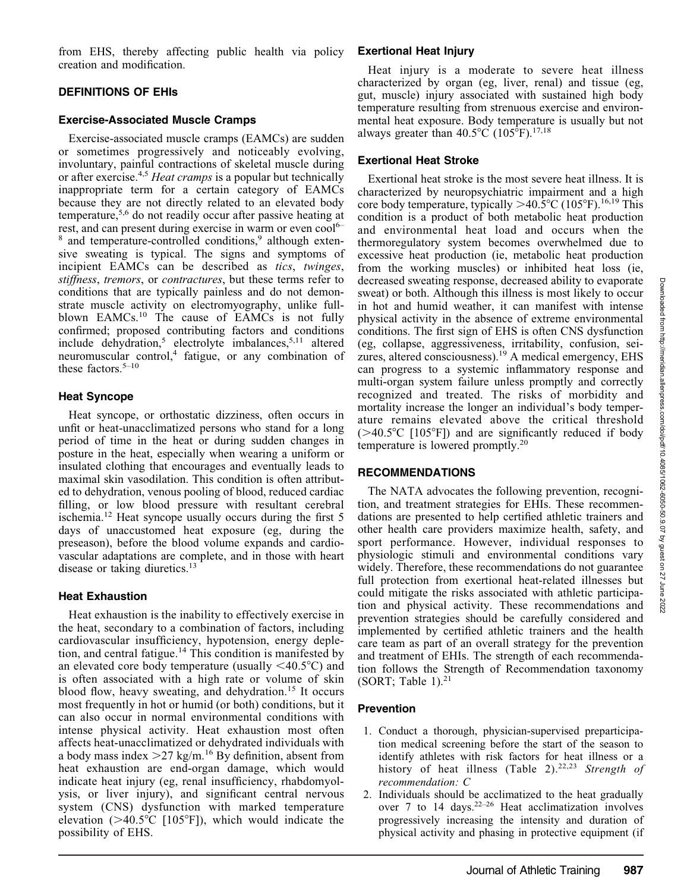from EHS, thereby affecting public health via policy creation and modification.

## DEFINITIONS OF EHIs

### Exercise-Associated Muscle Cramps

Exercise-associated muscle cramps (EAMCs) are sudden or sometimes progressively and noticeably evolving, involuntary, painful contractions of skeletal muscle during or after exercise.[4,5] *Heat cramps* is a popular but technically inappropriate term for a certain category of EAMCs because they are not directly related to an elevated body temperature,[5,6] do not readily occur after passive heating at rest, and can present during exercise in warm or even cool[6–8] and temperature-controlled conditions,[9] although extensive sweating is typical. The signs and symptoms of incipient EAMCs can be described as *tics*, *twinges*, *stiffness*, *tremors*, or *contractures*, but these terms refer to conditions that are typically painless and do not demonstrate muscle activity on electromyography, unlike full-blown EAMCs.[10] The cause of EAMCs is not fully confirmed; proposed contributing factors and conditions include dehydration,[5] electrolyte imbalances,[5,11] altered neuromuscular control,[4] fatigue, or any combination of these factors.[5–10]

### Heat Syncope

Heat syncope, or orthostatic dizziness, often occurs in unfit or heat-unacclimatized persons who stand for a long period of time in the heat or during sudden changes in posture in the heat, especially when wearing a uniform or insulated clothing that encourages and eventually leads to maximal skin vasodilation. This condition is often attributed to dehydration, venous pooling of blood, reduced cardiac filling, or low blood pressure with resultant cerebral ischemia.[12] Heat syncope usually occurs during the first 5 days of unaccustomed heat exposure (eg, during the preseason), before the blood volume expands and cardiovascular adaptations are complete, and in those with heart disease or taking diuretics.[13]

### Heat Exhaustion

Heat exhaustion is the inability to effectively exercise in the heat, secondary to a combination of factors, including cardiovascular insufficiency, hypotension, energy depletion, and central fatigue.[14] This condition is manifested by an elevated core body temperature (usually <40.5°C) and is often associated with a high rate or volume of skin blood flow, heavy sweating, and dehydration.[15] It occurs most frequently in hot or humid (or both) conditions, but it can also occur in normal environmental conditions with intense physical activity. Heat exhaustion most often affects heat-unacclimatized or dehydrated individuals with a body mass index >27 kg/m.[16] By definition, absent from heat exhaustion are end-organ damage, which would indicate heat injury (eg, renal insufficiency, rhabdomyolysis, or liver injury), and significant central nervous system (CNS) dysfunction with marked temperature elevation (>40.5°C [105°F]), which would indicate the possibility of EHS.

### Exertional Heat Injury

Heat injury is a moderate to severe heat illness characterized by organ (eg, liver, renal) and tissue (eg, gut, muscle) injury associated with sustained high body temperature resulting from strenuous exercise and environmental heat exposure. Body temperature is usually but not always greater than 40.5°C (105°F).[17,18]

### Exertional Heat Stroke

Exertional heat stroke is the most severe heat illness. It is characterized by neuropsychiatric impairment and a high core body temperature, typically >40.5°C (105°F).[16,19] This condition is a product of both metabolic heat production and environmental heat load and occurs when the thermoregulatory system becomes overwhelmed due to excessive heat production (ie, metabolic heat production from the working muscles) or inhibited heat loss (ie, decreased sweating response, decreased ability to evaporate sweat) or both. Although this illness is most likely to occur in hot and humid weather, it can manifest with intense physical activity in the absence of extreme environmental conditions. The first sign of EHS is often CNS dysfunction (eg, collapse, aggressiveness, irritability, confusion, seizures, altered consciousness).[19] A medical emergency, EHS can progress to a systemic inflammatory response and multi-organ system failure unless promptly and correctly recognized and treated. The risks of morbidity and mortality increase the longer an individual's body temperature remains elevated above the critical threshold (>40.5°C [105°F]) and are significantly reduced if body temperature is lowered promptly.[20]

## RECOMMENDATIONS

The NATA advocates the following prevention, recognition, and treatment strategies for EHIs. These recommendations are presented to help certified athletic trainers and other health care providers maximize health, safety, and sport performance. However, individual responses to physiologic stimuli and environmental conditions vary widely. Therefore, these recommendations do not guarantee full protection from exertional heat-related illnesses but could mitigate the risks associated with athletic participation and physical activity. These recommendations and prevention strategies should be carefully considered and implemented by certified athletic trainers and the health care team as part of an overall strategy for the prevention and treatment of EHIs. The strength of each recommendation follows the Strength of Recommendation taxonomy (SORT; Table 1).[21]

### Prevention

1. Conduct a thorough, physician-supervised preparticipation medical screening before the start of the season to identify athletes with risk factors for heat illness or a history of heat illness (Table 2).[22,23] *Strength of recommendation: C*
2. Individuals should be acclimatized to the heat gradually over 7 to 14 days.[22–26] Heat acclimatization involves progressively increasing the intensity and duration of physical activity and phasing in protective equipment (if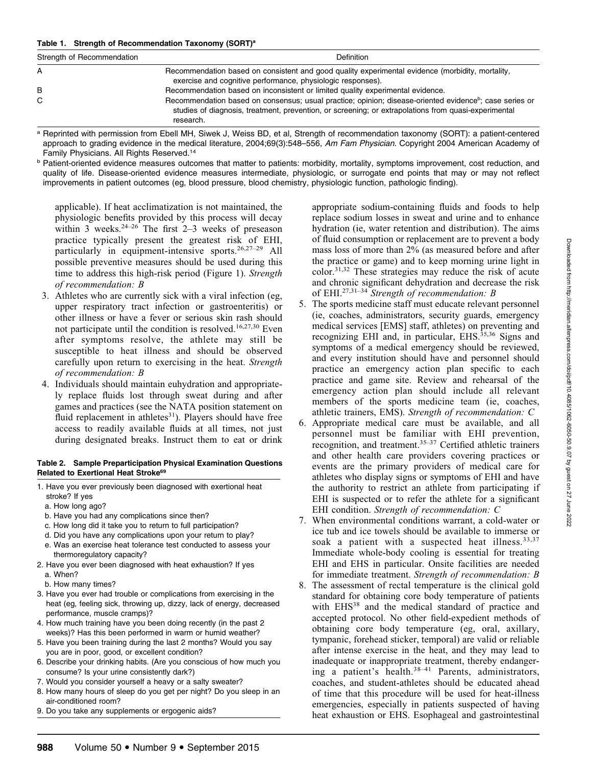**Table 1. Strength of Recommendation Taxonomy (SORT)[a]**

| Strength of Recommendation | Definition |
|---|---|
| A | Recommendation based on consistent and good quality experimental evidence (morbidity, mortality, exercise and cognitive performance, physiologic responses). |
| B | Recommendation based on inconsistent or limited quality experimental evidence. |
| C | Recommendation based on consensus; usual practice; opinion; disease-oriented evidence[b]; case series or studies of diagnosis, treatment, prevention, or screening; or extrapolations from quasi-experimental research. |

[a] Reprinted with permission from Ebell MH, Siwek J, Weiss BD, et al, Strength of recommendation taxonomy (SORT): a patient-centered approach to grading evidence in the medical literature, 2004;69(3):548–556, *Am Fam Physician*. Copyright 2004 American Academy of Family Physicians. All Rights Reserved.[14]

[b] Patient-oriented evidence measures outcomes that matter to patients: morbidity, mortality, symptoms improvement, cost reduction, and quality of life. Disease-oriented evidence measures intermediate, physiologic, or surrogate end points that may or may not reflect improvements in patient outcomes (eg, blood pressure, blood chemistry, physiologic function, pathologic finding).

applicable). If heat acclimatization is not maintained, the physiologic benefits provided by this process will decay within 3 weeks.[24–26] The first 2–3 weeks of preseason practice typically present the greatest risk of EHI, particularly in equipment-intensive sports.[26,27–29] All possible preventive measures should be used during this time to address this high-risk period (Figure 1). *Strength of recommendation: B*

3. Athletes who are currently sick with a viral infection (eg, upper respiratory tract infection or gastroenteritis) or other illness or have a fever or serious skin rash should not participate until the condition is resolved.[16,27,30] Even after symptoms resolve, the athlete may still be susceptible to heat illness and should be observed carefully upon return to exercising in the heat. *Strength of recommendation: B*
4. Individuals should maintain euhydration and appropriately replace fluids lost through sweat during and after games and practices (see the NATA position statement on fluid replacement in athletes[31]). Players should have free access to readily available fluids at all times, not just during designated breaks. Instruct them to eat or drink appropriate sodium-containing fluids and foods to help replace sodium losses in sweat and urine and to enhance hydration (ie, water retention and distribution). The aims of fluid consumption or replacement are to prevent a body mass loss of more than 2% (as measured before and after the practice or game) and to keep morning urine light in color.[31,32] These strategies may reduce the risk of acute and chronic significant dehydration and decrease the risk of EHI.[27,31–34] *Strength of recommendation: B*
5. The sports medicine staff must educate relevant personnel (ie, coaches, administrators, security guards, emergency medical services [EMS] staff, athletes) on preventing and recognizing EHI and, in particular, EHS.[35,36] Signs and symptoms of a medical emergency should be reviewed, and every institution should have and personnel should practice an emergency action plan specific to each practice and game site. Review and rehearsal of the emergency action plan should include all relevant members of the sports medicine team (ie, coaches, athletic trainers, EMS). *Strength of recommendation: C*
6. Appropriate medical care must be available, and all personnel must be familiar with EHI prevention, recognition, and treatment.[35–37] Certified athletic trainers and other health care providers covering practices or events are the primary providers of medical care for athletes who display signs or symptoms of EHI and have the authority to restrict an athlete from participating if EHI is suspected or to refer the athlete for a significant EHI condition. *Strength of recommendation: C*
7. When environmental conditions warrant, a cold-water or ice tub and ice towels should be available to immerse or soak a patient with a suspected heat illness.[33,37] Immediate whole-body cooling is essential for treating EHI and EHS in particular. Onsite facilities are needed for immediate treatment. *Strength of recommendation: B*
8. The assessment of rectal temperature is the clinical gold standard for obtaining core body temperature of patients with EHS[38] and the medical standard of practice and accepted protocol. No other field-expedient methods of obtaining core body temperature (eg, oral, axillary, tympanic, forehead sticker, temporal) are valid or reliable after intense exercise in the heat, and they may lead to inadequate or inappropriate treatment, thereby endangering a patient's health.[38–41] Parents, administrators, coaches, and student-athletes should be educated ahead of time that this procedure will be used for heat-illness emergencies, especially in patients suspected of having heat exhaustion or EHS. Esophageal and gastrointestinal

**Table 2. Sample Preparticipation Physical Examination Questions Related to Exertional Heat Stroke[69]**

1. Have you ever previously been diagnosed with exertional heat stroke? If yes
   a. How long ago?
   b. Have you had any complications since then?
   c. How long did it take you to return to full participation?
   d. Did you have any complications upon your return to play?
   e. Was an exercise heat tolerance test conducted to assess your thermoregulatory capacity?
2. Have you ever been diagnosed with heat exhaustion? If yes
   a. When?
   b. How many times?
3. Have you ever had trouble or complications from exercising in the heat (eg, feeling sick, throwing up, dizzy, lack of energy, decreased performance, muscle cramps)?
4. How much training have you been doing recently (in the past 2 weeks)? Has this been performed in warm or humid weather?
5. Have you been training during the last 2 months? Would you say you are in poor, good, or excellent condition?
6. Describe your drinking habits. (Are you conscious of how much you consume? Is your urine consistently dark?)
7. Would you consider yourself a heavy or a salty sweater?
8. How many hours of sleep do you get per night? Do you sleep in an air-conditioned room?
9. Do you take any supplements or ergogenic aids?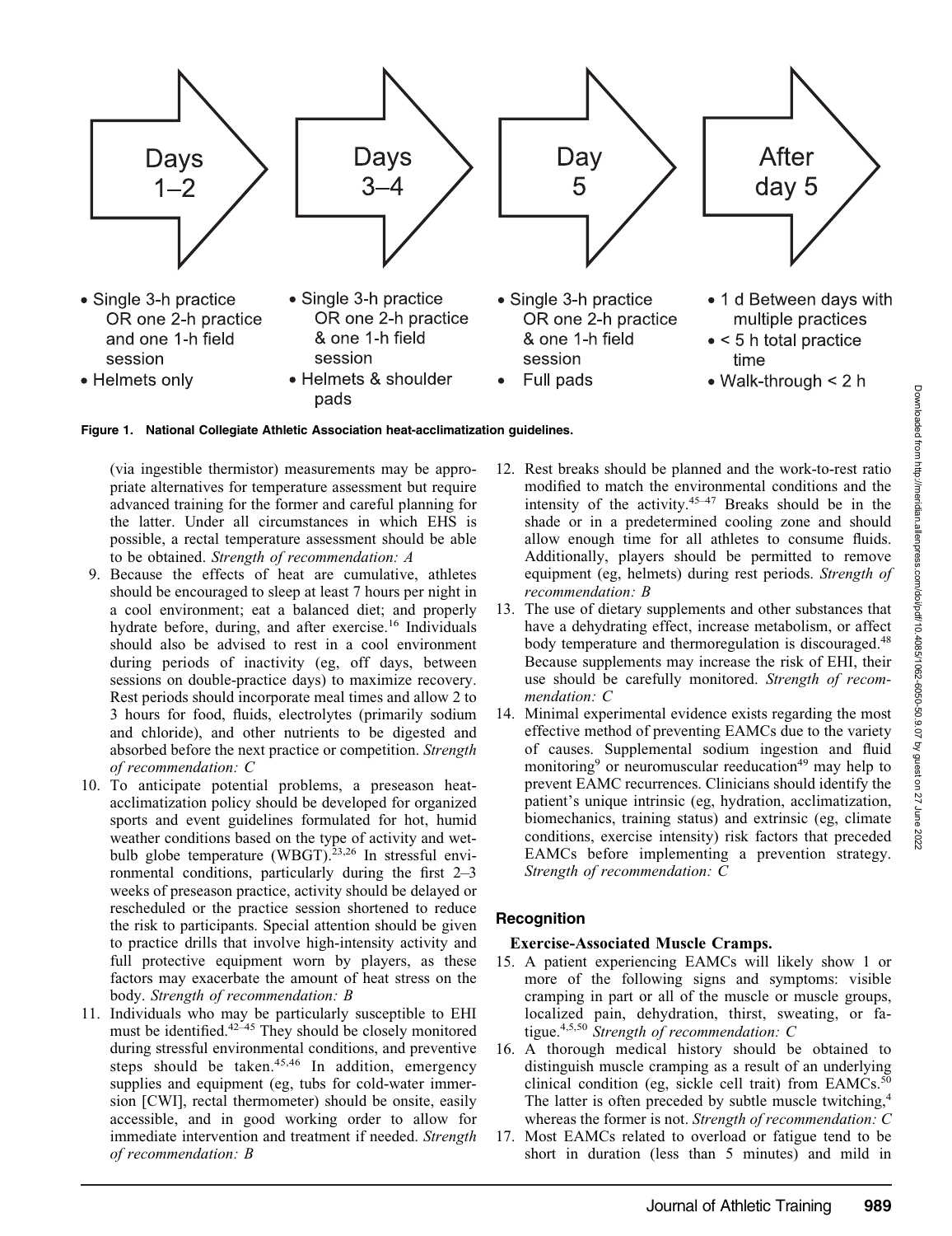Days 1–2

- Single 3-h practice OR one 2-h practice and one 1-h field session
- Helmets only

Days 3–4

- Single 3-h practice OR one 2-h practice & one 1-h field session
- Helmets & shoulder pads

Day 5

- Single 3-h practice OR one 2-h practice & one 1-h field session
- Full pads

After day 5

- 1 d Between days with multiple practices
- < 5 h total practice time
- Walk-through < 2 h

**Figure 1. National Collegiate Athletic Association heat-acclimatization guidelines.**

(via ingestible thermistor) measurements may be appropriate alternatives for temperature assessment but require advanced training for the former and careful planning for the latter. Under all circumstances in which EHS is possible, a rectal temperature assessment should be able to be obtained. *Strength of recommendation: A*

9. Because the effects of heat are cumulative, athletes should be encouraged to sleep at least 7 hours per night in a cool environment; eat a balanced diet; and properly hydrate before, during, and after exercise.[16] Individuals should also be advised to rest in a cool environment during periods of inactivity (eg, off days, between sessions on double-practice days) to maximize recovery. Rest periods should incorporate meal times and allow 2 to 3 hours for food, fluids, electrolytes (primarily sodium and chloride), and other nutrients to be digested and absorbed before the next practice or competition. *Strength of recommendation: C*
10. To anticipate potential problems, a preseason heat-acclimatization policy should be developed for organized sports and event guidelines formulated for hot, humid weather conditions based on the type of activity and wet-bulb globe temperature (WBGT).[23,26] In stressful environmental conditions, particularly during the first 2–3 weeks of preseason practice, activity should be delayed or rescheduled or the practice session shortened to reduce the risk to participants. Special attention should be given to practice drills that involve high-intensity activity and full protective equipment worn by players, as these factors may exacerbate the amount of heat stress on the body. *Strength of recommendation: B*
11. Individuals who may be particularly susceptible to EHI must be identified.[42–45] They should be closely monitored during stressful environmental conditions, and preventive steps should be taken.[45,46] In addition, emergency supplies and equipment (eg, tubs for cold-water immersion [CWI], rectal thermometer) should be onsite, easily accessible, and in good working order to allow for immediate intervention and treatment if needed. *Strength of recommendation: B*
12. Rest breaks should be planned and the work-to-rest ratio modified to match the environmental conditions and the intensity of the activity.[45–47] Breaks should be in the shade or in a predetermined cooling zone and should allow enough time for all athletes to consume fluids. Additionally, players should be permitted to remove equipment (eg, helmets) during rest periods. *Strength of recommendation: B*
13. The use of dietary supplements and other substances that have a dehydrating effect, increase metabolism, or affect body temperature and thermoregulation is discouraged.[48] Because supplements may increase the risk of EHI, their use should be carefully monitored. *Strength of recommendation: C*
14. Minimal experimental evidence exists regarding the most effective method of preventing EAMCs due to the variety of causes. Supplemental sodium ingestion and fluid monitoring[9] or neuromuscular reeducation[49] may help to prevent EAMC recurrences. Clinicians should identify the patient's unique intrinsic (eg, hydration, acclimatization, biomechanics, training status) and extrinsic (eg, climate conditions, exercise intensity) risk factors that preceded EAMCs before implementing a prevention strategy. *Strength of recommendation: C*

## Recognition

### Exercise-Associated Muscle Cramps.

15. A patient experiencing EAMCs will likely show 1 or more of the following signs and symptoms: visible cramping in part or all of the muscle or muscle groups, localized pain, dehydration, thirst, sweating, or fatigue.[4,5,50] *Strength of recommendation: C*
16. A thorough medical history should be obtained to distinguish muscle cramping as a result of an underlying clinical condition (eg, sickle cell trait) from EAMCs.[50] The latter is often preceded by subtle muscle twitching,[4] whereas the former is not. *Strength of recommendation: C*
17. Most EAMCs related to overload or fatigue tend to be short in duration (less than 5 minutes) and mild in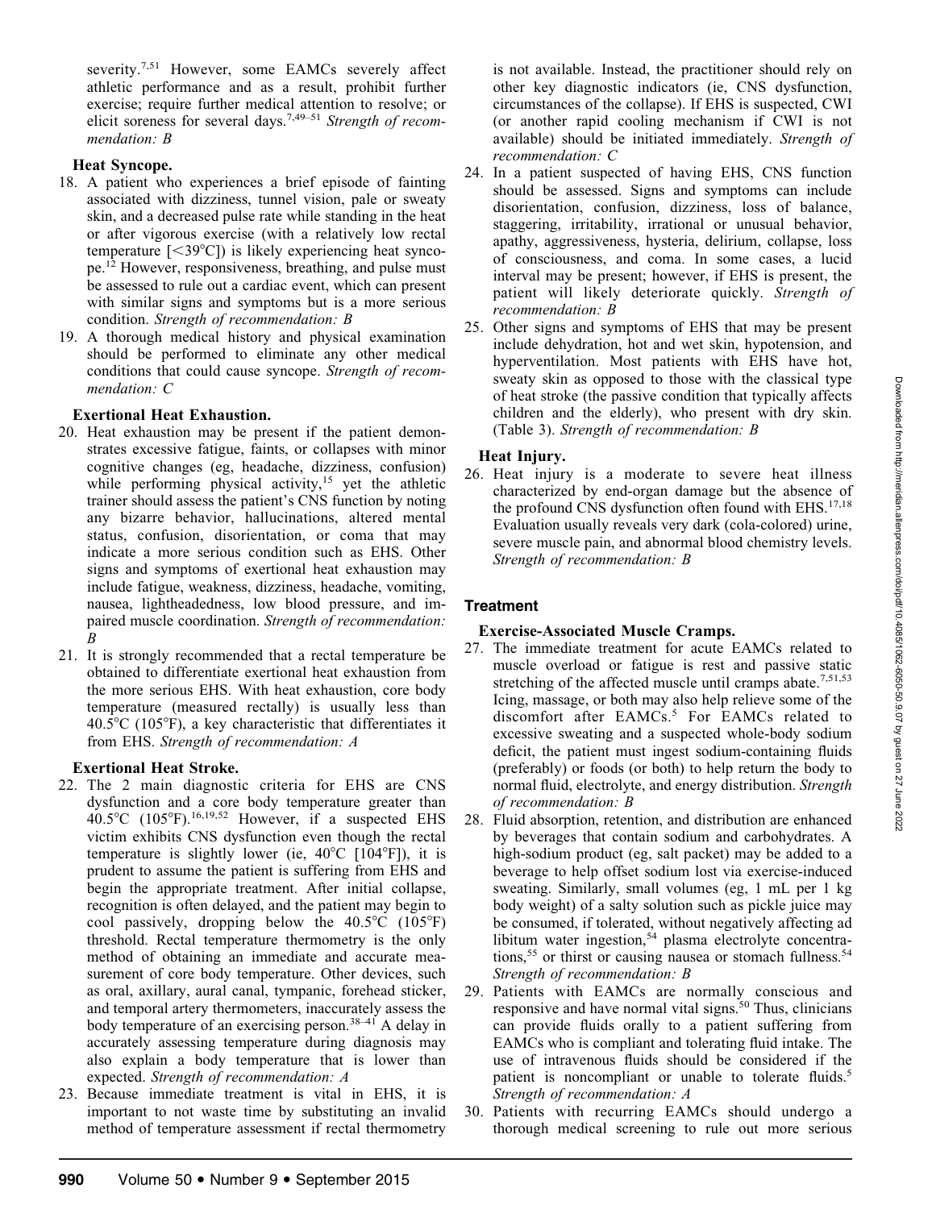severity.[7,51] However, some EAMCs severely affect athletic performance and as a result, prohibit further exercise; require further medical attention to resolve; or elicit soreness for several days.[7,49–51] *Strength of recommendation: B*

**Heat Syncope.**

18. A patient who experiences a brief episode of fainting associated with dizziness, tunnel vision, pale or sweaty skin, and a decreased pulse rate while standing in the heat or after vigorous exercise (with a relatively low rectal temperature [<39°C]) is likely experiencing heat syncope.[12] However, responsiveness, breathing, and pulse must be assessed to rule out a cardiac event, which can present with similar signs and symptoms but is a more serious condition. *Strength of recommendation: B*
19. A thorough medical history and physical examination should be performed to eliminate any other medical conditions that could cause syncope. *Strength of recommendation: C*

**Exertional Heat Exhaustion.**

20. Heat exhaustion may be present if the patient demonstrates excessive fatigue, faints, or collapses with minor cognitive changes (eg, headache, dizziness, confusion) while performing physical activity,[15] yet the athletic trainer should assess the patient's CNS function by noting any bizarre behavior, hallucinations, altered mental status, confusion, disorientation, or coma that may indicate a more serious condition such as EHS. Other signs and symptoms of exertional heat exhaustion may include fatigue, weakness, dizziness, headache, vomiting, nausea, lightheadedness, low blood pressure, and impaired muscle coordination. *Strength of recommendation: B*
21. It is strongly recommended that a rectal temperature be obtained to differentiate exertional heat exhaustion from the more serious EHS. With heat exhaustion, core body temperature (measured rectally) is usually less than 40.5°C (105°F), a key characteristic that differentiates it from EHS. *Strength of recommendation: A*

**Exertional Heat Stroke.**

22. The 2 main diagnostic criteria for EHS are CNS dysfunction and a core body temperature greater than 40.5°C (105°F).[16,19,52] However, if a suspected EHS victim exhibits CNS dysfunction even though the rectal temperature is slightly lower (ie, 40°C [104°F]), it is prudent to assume the patient is suffering from EHS and begin the appropriate treatment. After initial collapse, recognition is often delayed, and the patient may begin to cool passively, dropping below the 40.5°C (105°F) threshold. Rectal temperature thermometry is the only method of obtaining an immediate and accurate measurement of core body temperature. Other devices, such as oral, axillary, aural canal, tympanic, forehead sticker, and temporal artery thermometers, inaccurately assess the body temperature of an exercising person.[38–41] A delay in accurately assessing temperature during diagnosis may also explain a body temperature that is lower than expected. *Strength of recommendation: A*
23. Because immediate treatment is vital in EHS, it is important to not waste time by substituting an invalid method of temperature assessment if rectal thermometry is not available. Instead, the practitioner should rely on other key diagnostic indicators (ie, CNS dysfunction, circumstances of the collapse). If EHS is suspected, CWI (or another rapid cooling mechanism if CWI is not available) should be initiated immediately. *Strength of recommendation: C*
24. In a patient suspected of having EHS, CNS function should be assessed. Signs and symptoms can include disorientation, confusion, dizziness, loss of balance, staggering, irritability, irrational or unusual behavior, apathy, aggressiveness, hysteria, delirium, collapse, loss of consciousness, and coma. In some cases, a lucid interval may be present; however, if EHS is present, the patient will likely deteriorate quickly. *Strength of recommendation: B*
25. Other signs and symptoms of EHS that may be present include dehydration, hot and wet skin, hypotension, and hyperventilation. Most patients with EHS have hot, sweaty skin as opposed to those with the classical type of heat stroke (the passive condition that typically affects children and the elderly), who present with dry skin. (Table 3). *Strength of recommendation: B*

**Heat Injury.**

26. Heat injury is a moderate to severe heat illness characterized by end-organ damage but the absence of the profound CNS dysfunction often found with EHS.[17,18] Evaluation usually reveals very dark (cola-colored) urine, severe muscle pain, and abnormal blood chemistry levels. *Strength of recommendation: B*

## Treatment

**Exercise-Associated Muscle Cramps.**

27. The immediate treatment for acute EAMCs related to muscle overload or fatigue is rest and passive static stretching of the affected muscle until cramps abate.[7,51,53] Icing, massage, or both may also help relieve some of the discomfort after EAMCs.[5] For EAMCs related to excessive sweating and a suspected whole-body sodium deficit, the patient must ingest sodium-containing fluids (preferably) or foods (or both) to help return the body to normal fluid, electrolyte, and energy distribution. *Strength of recommendation: B*
28. Fluid absorption, retention, and distribution are enhanced by beverages that contain sodium and carbohydrates. A high-sodium product (eg, salt packet) may be added to a beverage to help offset sodium lost via exercise-induced sweating. Similarly, small volumes (eg, 1 mL per 1 kg body weight) of a salty solution such as pickle juice may be consumed, if tolerated, without negatively affecting ad libitum water ingestion,[54] plasma electrolyte concentrations,[55] or thirst or causing nausea or stomach fullness.[54] *Strength of recommendation: B*
29. Patients with EAMCs are normally conscious and responsive and have normal vital signs.[50] Thus, clinicians can provide fluids orally to a patient suffering from EAMCs who is compliant and tolerating fluid intake. The use of intravenous fluids should be considered if the patient is noncompliant or unable to tolerate fluids.[5] *Strength of recommendation: A*
30. Patients with recurring EAMCs should undergo a thorough medical screening to rule out more serious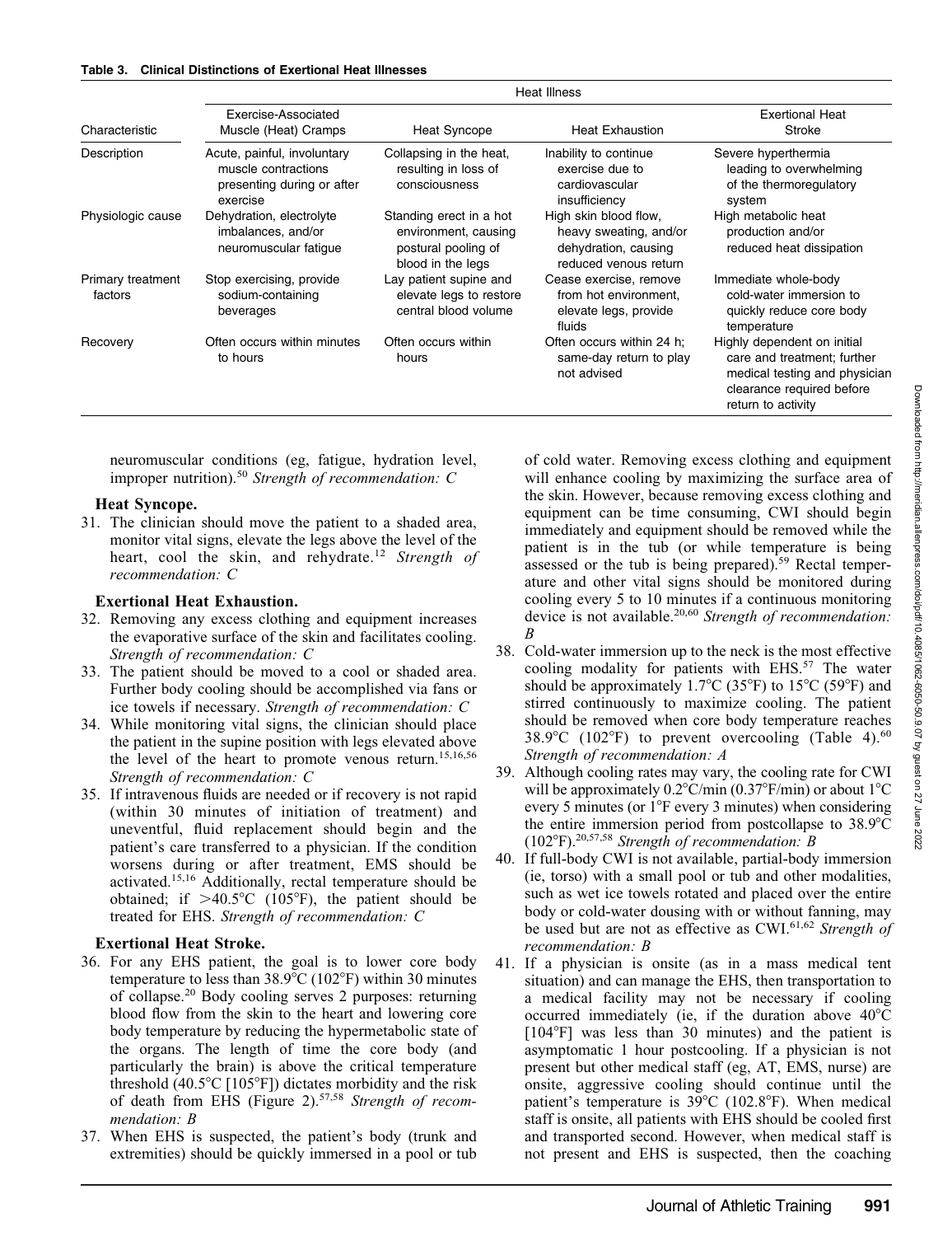**Table 3. Clinical Distinctions of Exertional Heat Illnesses**

| Characteristic | Heat Illness | | | |
|---|---|---|---|---|
| | Exercise-Associated Muscle (Heat) Cramps | Heat Syncope | Heat Exhaustion | Exertional Heat Stroke |
| Description | Acute, painful, involuntary muscle contractions presenting during or after exercise | Collapsing in the heat, resulting in loss of consciousness | Inability to continue exercise due to cardiovascular insufficiency | Severe hyperthermia leading to overwhelming of the thermoregulatory system |
| Physiologic cause | Dehydration, electrolyte imbalances, and/or neuromuscular fatigue | Standing erect in a hot environment, causing postural pooling of blood in the legs | High skin blood flow, heavy sweating, and/or dehydration, causing reduced venous return | High metabolic heat production and/or reduced heat dissipation |
| Primary treatment factors | Stop exercising, provide sodium-containing beverages | Lay patient supine and elevate legs to restore central blood volume | Cease exercise, remove from hot environment, elevate legs, provide fluids | Immediate whole-body cold-water immersion to quickly reduce core body temperature |
| Recovery | Often occurs within minutes to hours | Often occurs within hours | Often occurs within 24 h; same-day return to play not advised | Highly dependent on initial care and treatment; further medical testing and physician clearance required before return to activity |

neuromuscular conditions (eg, fatigue, hydration level, improper nutrition).[50] *Strength of recommendation: C*

**Heat Syncope.**

31. The clinician should move the patient to a shaded area, monitor vital signs, elevate the legs above the level of the heart, cool the skin, and rehydrate.[12] *Strength of recommendation: C*

**Exertional Heat Exhaustion.**

32. Removing any excess clothing and equipment increases the evaporative surface of the skin and facilitates cooling. *Strength of recommendation: C*
33. The patient should be moved to a cool or shaded area. Further body cooling should be accomplished via fans or ice towels if necessary. *Strength of recommendation: C*
34. While monitoring vital signs, the clinician should place the patient in the supine position with legs elevated above the level of the heart to promote venous return.[15,16,56] *Strength of recommendation: C*
35. If intravenous fluids are needed or if recovery is not rapid (within 30 minutes of initiation of treatment) and uneventful, fluid replacement should begin and the patient's care transferred to a physician. If the condition worsens during or after treatment, EMS should be activated.[15,16] Additionally, rectal temperature should be obtained; if >40.5°C (105°F), the patient should be treated for EHS. *Strength of recommendation: C*

**Exertional Heat Stroke.**

36. For any EHS patient, the goal is to lower core body temperature to less than 38.9°C (102°F) within 30 minutes of collapse.[20] Body cooling serves 2 purposes: returning blood flow from the skin to the heart and lowering core body temperature by reducing the hypermetabolic state of the organs. The length of time the core body (and particularly the brain) is above the critical temperature threshold (40.5°C [105°F]) dictates morbidity and the risk of death from EHS (Figure 2).[57,58] *Strength of recommendation: B*
37. When EHS is suspected, the patient's body (trunk and extremities) should be quickly immersed in a pool or tub of cold water. Removing excess clothing and equipment will enhance cooling by maximizing the surface area of the skin. However, because removing excess clothing and equipment can be time consuming, CWI should begin immediately and equipment should be removed while the patient is in the tub (or while temperature is being assessed or the tub is being prepared).[59] Rectal temperature and other vital signs should be monitored during cooling every 5 to 10 minutes if a continuous monitoring device is not available.[20,60] *Strength of recommendation: B*
38. Cold-water immersion up to the neck is the most effective cooling modality for patients with EHS.[57] The water should be approximately 1.7°C (35°F) to 15°C (59°F) and stirred continuously to maximize cooling. The patient should be removed when core body temperature reaches 38.9°C (102°F) to prevent overcooling (Table 4).[60] *Strength of recommendation: A*
39. Although cooling rates may vary, the cooling rate for CWI will be approximately 0.2°C/min (0.37°F/min) or about 1°C every 5 minutes (or 1°F every 3 minutes) when considering the entire immersion period from postcollapse to 38.9°C (102°F).[20,57,58] *Strength of recommendation: B*
40. If full-body CWI is not available, partial-body immersion (ie, torso) with a small pool or tub and other modalities, such as wet ice towels rotated and placed over the entire body or cold-water dousing with or without fanning, may be used but are not as effective as CWI.[61,62] *Strength of recommendation: B*
41. If a physician is onsite (as in a mass medical tent situation) and can manage the EHS, then transportation to a medical facility may not be necessary if cooling occurred immediately (ie, if the duration above 40°C [104°F] was less than 30 minutes) and the patient is asymptomatic 1 hour postcooling. If a physician is not present but other medical staff (eg, AT, EMS, nurse) are onsite, aggressive cooling should continue until the patient's temperature is 39°C (102.8°F). When medical staff is onsite, all patients with EHS should be cooled first and transported second. However, when medical staff is not present and EHS is suspected, then the coaching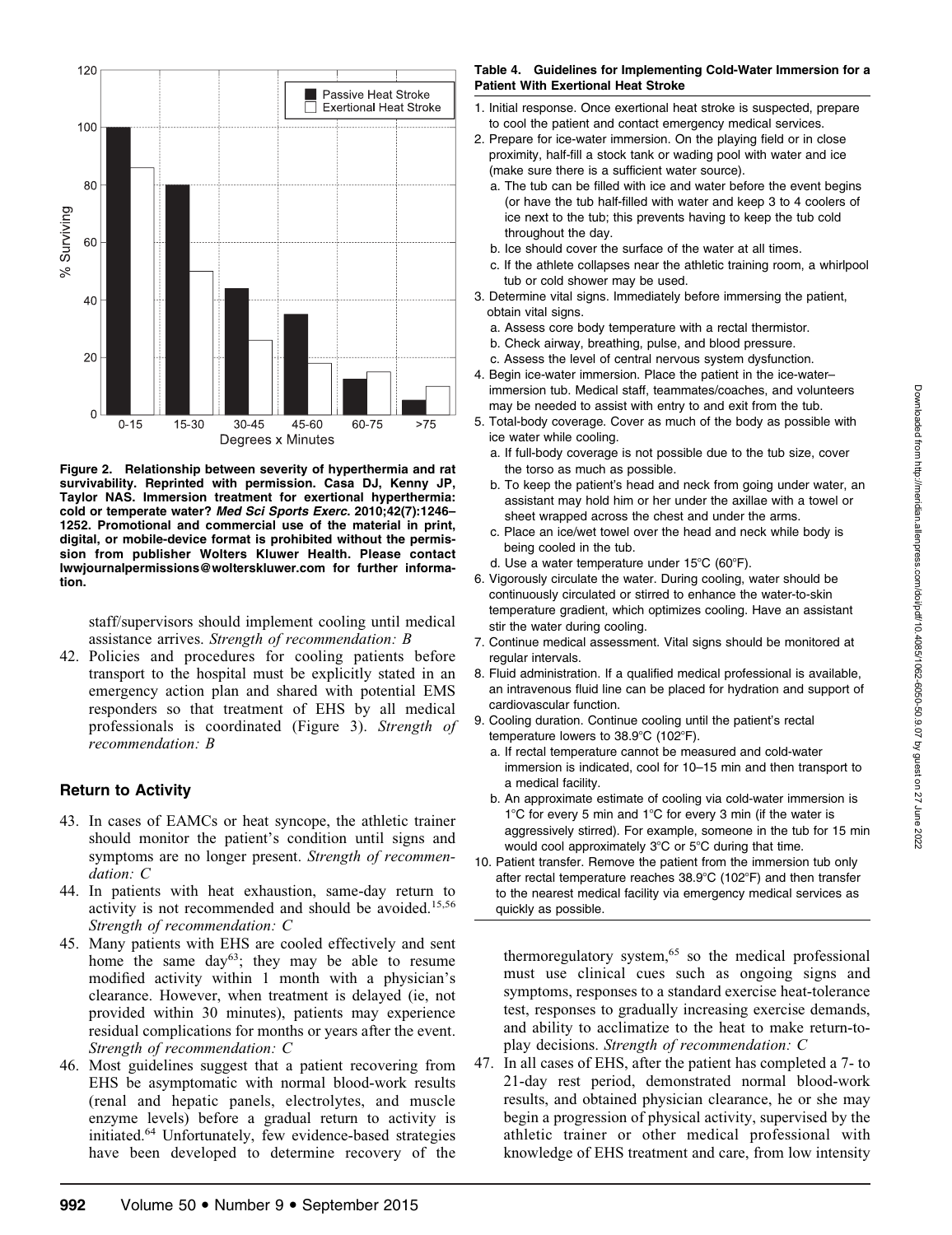Figure 2. Relationship between severity of hyperthermia and rat survivability. Reprinted with permission. Casa DJ, Kenny JP, Taylor NAS. Immersion treatment for exertional hyperthermia: cold or temperate water? *Med Sci Sports Exerc*. 2010;42(7):1246–1252. Promotional and commercial use of the material in print, digital, or mobile-device format is prohibited without the permission from publisher Wolters Kluwer Health. Please contact lwwjournalpermissions@wolterskluwer.com for further information.

staff/supervisors should implement cooling until medical assistance arrives. *Strength of recommendation: B*

42. Policies and procedures for cooling patients before transport to the hospital must be explicitly stated in an emergency action plan and shared with potential EMS responders so that treatment of EHS by all medical professionals is coordinated (Figure 3). *Strength of recommendation: B*

## Return to Activity

43. In cases of EAMCs or heat syncope, the athletic trainer should monitor the patient's condition until signs and symptoms are no longer present. *Strength of recommendation: C*
44. In patients with heat exhaustion, same-day return to activity is not recommended and should be avoided.[15,56] *Strength of recommendation: C*
45. Many patients with EHS are cooled effectively and sent home the same day[63]; they may be able to resume modified activity within 1 month with a physician's clearance. However, when treatment is delayed (ie, not provided within 30 minutes), patients may experience residual complications for months or years after the event. *Strength of recommendation: C*
46. Most guidelines suggest that a patient recovering from EHS be asymptomatic with normal blood-work results (renal and hepatic panels, electrolytes, and muscle enzyme levels) before a gradual return to activity is initiated.[64] Unfortunately, few evidence-based strategies have been developed to determine recovery of the thermoregulatory system,[65] so the medical professional must use clinical cues such as ongoing signs and symptoms, responses to a standard exercise heat-tolerance test, responses to gradually increasing exercise demands, and ability to acclimatize to the heat to make return-to-play decisions. *Strength of recommendation: C*
47. In all cases of EHS, after the patient has completed a 7- to 21-day rest period, demonstrated normal blood-work results, and obtained physician clearance, he or she may begin a progression of physical activity, supervised by the athletic trainer or other medical professional with knowledge of EHS treatment and care, from low intensity

**Table 4. Guidelines for Implementing Cold-Water Immersion for a Patient With Exertional Heat Stroke**

1. Initial response. Once exertional heat stroke is suspected, prepare to cool the patient and contact emergency medical services.
2. Prepare for ice-water immersion. On the playing field or in close proximity, half-fill a stock tank or wading pool with water and ice (make sure there is a sufficient water source).
   a. The tub can be filled with ice and water before the event begins (or have the tub half-filled with water and keep 3 to 4 coolers of ice next to the tub; this prevents having to keep the tub cold throughout the day.
   b. Ice should cover the surface of the water at all times.
   c. If the athlete collapses near the athletic training room, a whirlpool tub or cold shower may be used.
3. Determine vital signs. Immediately before immersing the patient, obtain vital signs.
   a. Assess core body temperature with a rectal thermistor.
   b. Check airway, breathing, pulse, and blood pressure.
   c. Assess the level of central nervous system dysfunction.
4. Begin ice-water immersion. Place the patient in the ice-water–immersion tub. Medical staff, teammates/coaches, and volunteers may be needed to assist with entry to and exit from the tub.
5. Total-body coverage. Cover as much of the body as possible with ice water while cooling.
   a. If full-body coverage is not possible due to the tub size, cover the torso as much as possible.
   b. To keep the patient's head and neck from going under water, an assistant may hold him or her under the axillae with a towel or sheet wrapped across the chest and under the arms.
   c. Place an ice/wet towel over the head and neck while body is being cooled in the tub.
   d. Use a water temperature under 15°C (60°F).
6. Vigorously circulate the water. During cooling, water should be continuously circulated or stirred to enhance the water-to-skin temperature gradient, which optimizes cooling. Have an assistant stir the water during cooling.
7. Continue medical assessment. Vital signs should be monitored at regular intervals.
8. Fluid administration. If a qualified medical professional is available, an intravenous fluid line can be placed for hydration and support of cardiovascular function.
9. Cooling duration. Continue cooling until the patient's rectal temperature lowers to 38.9°C (102°F).
   a. If rectal temperature cannot be measured and cold-water immersion is indicated, cool for 10–15 min and then transport to a medical facility.
   b. An approximate estimate of cooling via cold-water immersion is 1°C for every 5 min and 1°C for every 3 min (if the water is aggressively stirred). For example, someone in the tub for 15 min would cool approximately 3°C or 5°C during that time.
10. Patient transfer. Remove the patient from the immersion tub only after rectal temperature reaches 38.9°C (102°F) and then transfer to the nearest medical facility via emergency medical services as quickly as possible.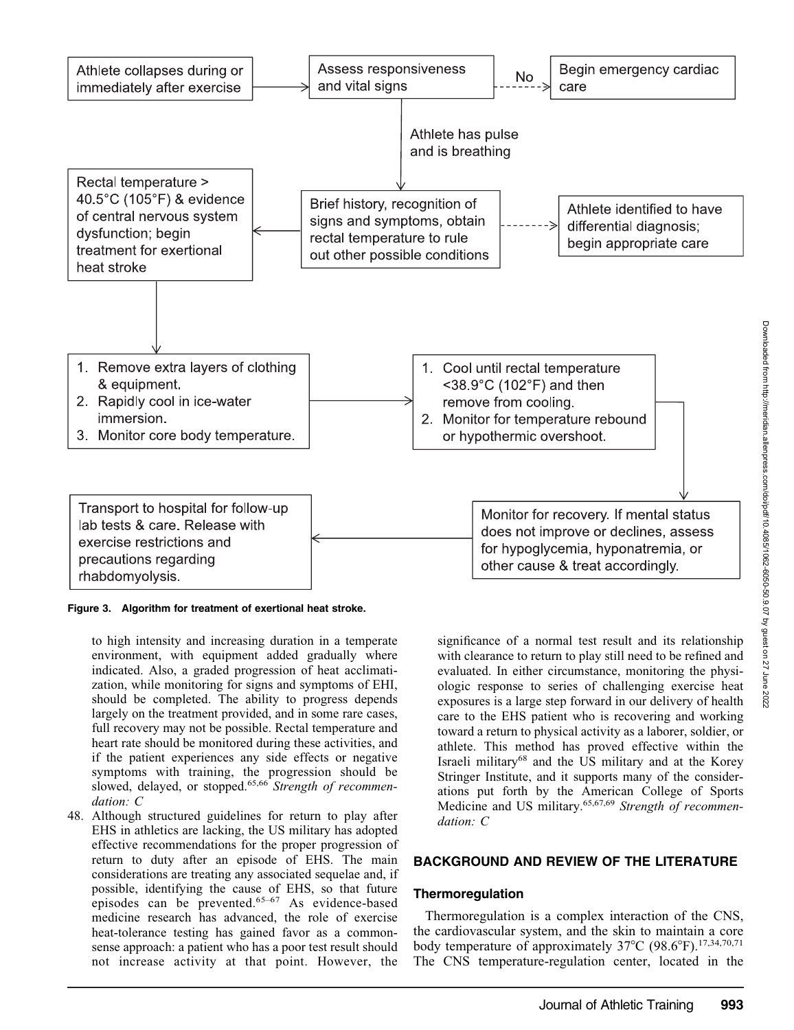Athlete collapses during or immediately after exercise → Assess responsiveness and vital signs → No → Begin emergency cardiac care

Athlete has pulse and is breathing → Brief history, recognition of signs and symptoms, obtain rectal temperature to rule out other possible conditions → Athlete identified to have differential diagnosis; begin appropriate care

Rectal temperature > 40.5°C (105°F) & evidence of central nervous system dysfunction; begin treatment for exertional heat stroke

1. Remove extra layers of clothing & equipment.
2. Rapidly cool in ice-water immersion.
3. Monitor core body temperature.

1. Cool until rectal temperature <38.9°C (102°F) and then remove from cooling.
2. Monitor for temperature rebound or hypothermic overshoot.

Monitor for recovery. If mental status does not improve or declines, assess for hypoglycemia, hyponatremia, or other cause & treat accordingly.

Transport to hospital for follow-up lab tests & care. Release with exercise restrictions and precautions regarding rhabdomyolysis.

**Figure 3. Algorithm for treatment of exertional heat stroke.**

to high intensity and increasing duration in a temperate environment, with equipment added gradually where indicated. Also, a graded progression of heat acclimatization, while monitoring for signs and symptoms of EHI, should be completed. The ability to progress depends largely on the treatment provided, and in some rare cases, full recovery may not be possible. Rectal temperature and heart rate should be monitored during these activities, and if the patient experiences any side effects or negative symptoms with training, the progression should be slowed, delayed, or stopped.[65,66] *Strength of recommendation: C*

48. Although structured guidelines for return to play after EHS in athletics are lacking, the US military has adopted effective recommendations for the proper progression of return to duty after an episode of EHS. The main considerations are treating any associated sequelae and, if possible, identifying the cause of EHS, so that future episodes can be prevented.[65–67] As evidence-based medicine research has advanced, the role of exercise heat-tolerance testing has gained favor as a common-sense approach: a patient who has a poor test result should not increase activity at that point. However, the significance of a normal test result and its relationship with clearance to return to play still need to be refined and evaluated. In either circumstance, monitoring the physiologic response to series of challenging exercise heat exposures is a large step forward in our delivery of health care to the EHS patient who is recovering and working toward a return to physical activity as a laborer, soldier, or athlete. This method has proved effective within the Israeli military[68] and the US military and at the Korey Stringer Institute, and it supports many of the considerations put forth by the American College of Sports Medicine and US military.[65,67,69] *Strength of recommendation: C*

## BACKGROUND AND REVIEW OF THE LITERATURE

### Thermoregulation

Thermoregulation is a complex interaction of the CNS, the cardiovascular system, and the skin to maintain a core body temperature of approximately 37°C (98.6°F).[17,34,70,71] The CNS temperature-regulation center, located in the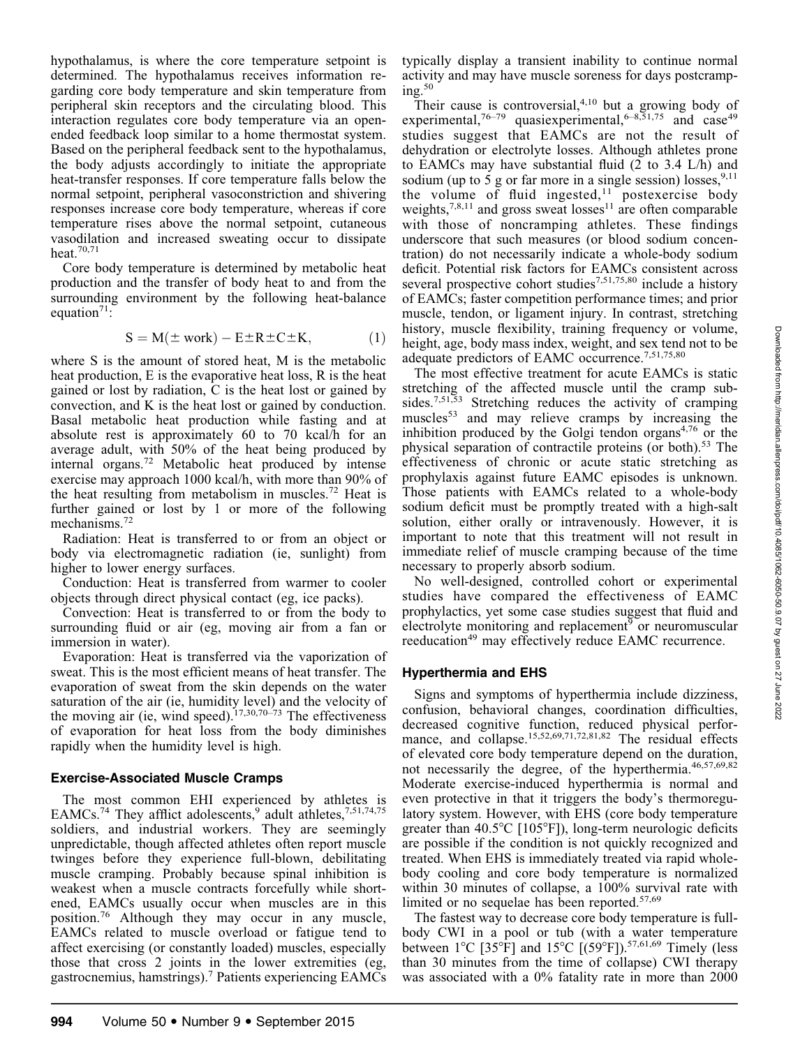hypothalamus, is where the core temperature setpoint is determined. The hypothalamus receives information regarding core body temperature and skin temperature from peripheral skin receptors and the circulating blood. This interaction regulates core body temperature via an open-ended feedback loop similar to a home thermostat system. Based on the peripheral feedback sent to the hypothalamus, the body adjusts accordingly to initiate the appropriate heat-transfer responses. If core temperature falls below the normal setpoint, peripheral vasoconstriction and shivering responses increase core body temperature, whereas if core temperature rises above the normal setpoint, cutaneous vasodilation and increased sweating occur to dissipate heat.[70,71]

Core body temperature is determined by metabolic heat production and the transfer of body heat to and from the surrounding environment by the following heat-balance equation[71]:

$$S = M(\pm \text{ work}) - E \pm R \pm C \pm K, \quad (1)$$

where S is the amount of stored heat, M is the metabolic heat production, E is the evaporative heat loss, R is the heat gained or lost by radiation, C is the heat lost or gained by convection, and K is the heat lost or gained by conduction. Basal metabolic heat production while fasting and at absolute rest is approximately 60 to 70 kcal/h for an average adult, with 50% of the heat being produced by internal organs.[72] Metabolic heat produced by intense exercise may approach 1000 kcal/h, with more than 90% of the heat resulting from metabolism in muscles.[72] Heat is further gained or lost by 1 or more of the following mechanisms.[72]

Radiation: Heat is transferred to or from an object or body via electromagnetic radiation (ie, sunlight) from higher to lower energy surfaces.

Conduction: Heat is transferred from warmer to cooler objects through direct physical contact (eg, ice packs).

Convection: Heat is transferred to or from the body to surrounding fluid or air (eg, moving air from a fan or immersion in water).

Evaporation: Heat is transferred via the vaporization of sweat. This is the most efficient means of heat transfer. The evaporation of sweat from the skin depends on the water saturation of the air (ie, humidity level) and the velocity of the moving air (ie, wind speed).[17,30,70–73] The effectiveness of evaporation for heat loss from the body diminishes rapidly when the humidity level is high.

### Exercise-Associated Muscle Cramps

The most common EHI experienced by athletes is EAMCs.[74] They afflict adolescents,[9] adult athletes,[7,51,74,75] soldiers, and industrial workers. They are seemingly unpredictable, though affected athletes often report muscle twinges before they experience full-blown, debilitating muscle cramping. Probably because spinal inhibition is weakest when a muscle contracts forcefully while shortened, EAMCs usually occur when muscles are in this position.[76] Although they may occur in any muscle, EAMCs related to muscle overload or fatigue tend to affect exercising (or constantly loaded) muscles, especially those that cross 2 joints in the lower extremities (eg, gastrocnemius, hamstrings).[7] Patients experiencing EAMCs typically display a transient inability to continue normal activity and may have muscle soreness for days postcramping.[50]

Their cause is controversial,[4,10] but a growing body of experimental,[76–79] quasiexperimental,[6–8,51,75] and case[49] studies suggest that EAMCs are not the result of dehydration or electrolyte losses. Although athletes prone to EAMCs may have substantial fluid (2 to 3.4 L/h) and sodium (up to 5 g or far more in a single session) losses,[9,11] the volume of fluid ingested,[11] postexercise body weights,[7,8,11] and gross sweat losses[11] are often comparable with those of noncramping athletes. These findings underscore that such measures (or blood sodium concentration) do not necessarily indicate a whole-body sodium deficit. Potential risk factors for EAMCs consistent across several prospective cohort studies[7,51,75,80] include a history of EAMCs; faster competition performance times; and prior muscle, tendon, or ligament injury. In contrast, stretching history, muscle flexibility, training frequency or volume, height, age, body mass index, weight, and sex tend not to be adequate predictors of EAMC occurrence.[7,51,75,80]

The most effective treatment for acute EAMCs is static stretching of the affected muscle until the cramp subsides.[7,51,53] Stretching reduces the activity of cramping muscles[53] and may relieve cramps by increasing the inhibition produced by the Golgi tendon organs[4,76] or the physical separation of contractile proteins (or both).[53] The effectiveness of chronic or acute static stretching as prophylaxis against future EAMC episodes is unknown. Those patients with EAMCs related to a whole-body sodium deficit must be promptly treated with a high-salt solution, either orally or intravenously. However, it is important to note that this treatment will not result in immediate relief of muscle cramping because of the time necessary to properly absorb sodium.

No well-designed, controlled cohort or experimental studies have compared the effectiveness of EAMC prophylactics, yet some case studies suggest that fluid and electrolyte monitoring and replacement[9] or neuromuscular reeducation[49] may effectively reduce EAMC recurrence.

### Hyperthermia and EHS

Signs and symptoms of hyperthermia include dizziness, confusion, behavioral changes, coordination difficulties, decreased cognitive function, reduced physical performance, and collapse.[15,52,69,71,72,81,82] The residual effects of elevated core body temperature depend on the duration, not necessarily the degree, of the hyperthermia.[46,57,69,82] Moderate exercise-induced hyperthermia is normal and even protective in that it triggers the body's thermoregulatory system. However, with EHS (core body temperature greater than 40.5°C [105°F]), long-term neurologic deficits are possible if the condition is not quickly recognized and treated. When EHS is immediately treated via rapid whole-body cooling and core body temperature is normalized within 30 minutes of collapse, a 100% survival rate with limited or no sequelae has been reported.[57,69]

The fastest way to decrease core body temperature is full-body CWI in a pool or tub (with a water temperature between 1°C [35°F] and 15°C [(59°F]).[57,61,69] Timely (less than 30 minutes from the time of collapse) CWI therapy was associated with a 0% fatality rate in more than 2000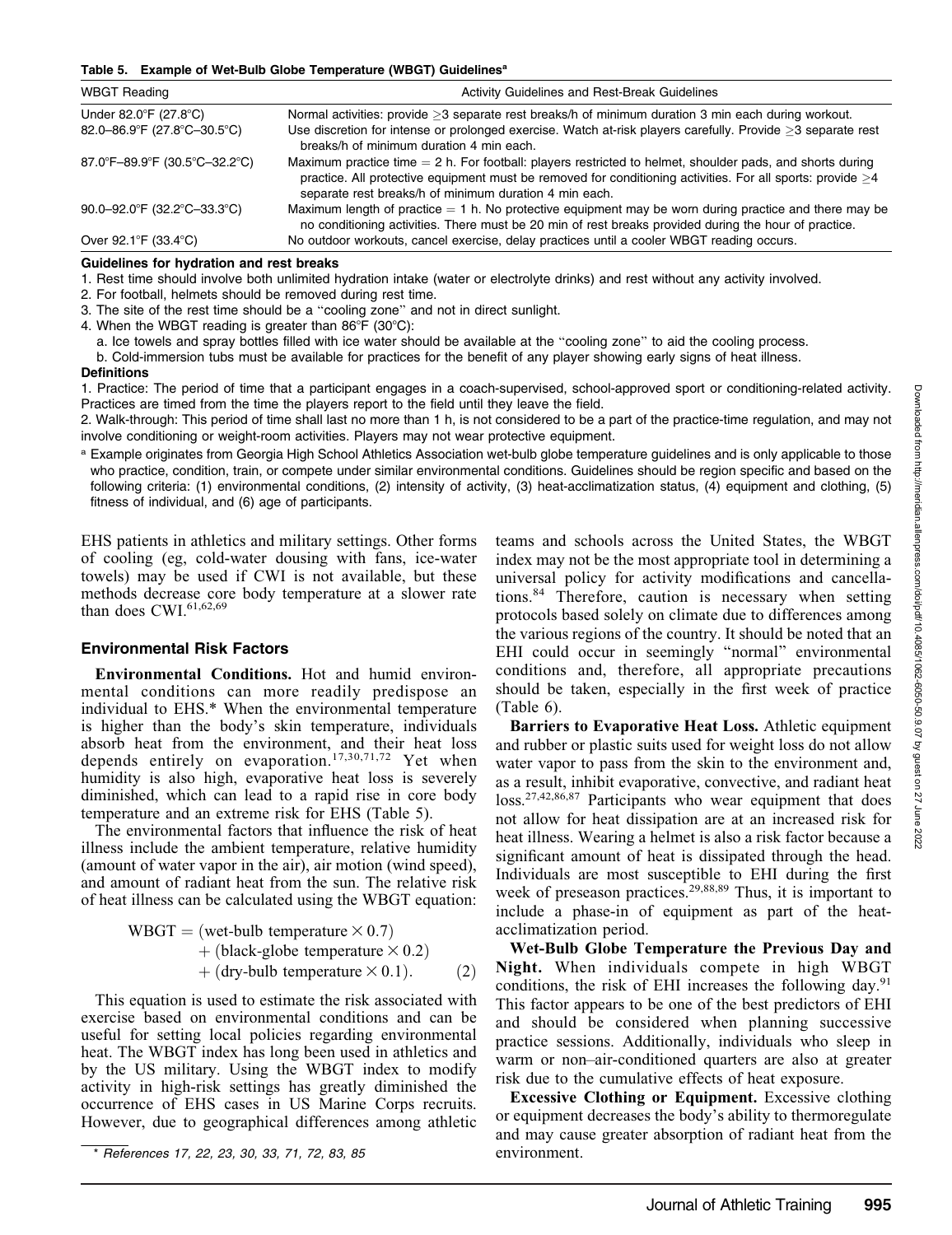**Table 5. Example of Wet-Bulb Globe Temperature (WBGT) Guidelines[a]**

| WBGT Reading | Activity Guidelines and Rest-Break Guidelines |
|---|---|
| Under 82.0°F (27.8°C) | Normal activities: provide ≥3 separate rest breaks/h of minimum duration 3 min each during workout. |
| 82.0–86.9°F (27.8°C–30.5°C) | Use discretion for intense or prolonged exercise. Watch at-risk players carefully. Provide ≥3 separate rest breaks/h of minimum duration 4 min each. |
| 87.0°F–89.9°F (30.5°C–32.2°C) | Maximum practice time = 2 h. For football: players restricted to helmet, shoulder pads, and shorts during practice. All protective equipment must be removed for conditioning activities. For all sports: provide ≥4 separate rest breaks/h of minimum duration 4 min each. |
| 90.0–92.0°F (32.2°C–33.3°C) | Maximum length of practice = 1 h. No protective equipment may be worn during practice and there may be no conditioning activities. There must be 20 min of rest breaks provided during the hour of practice. |
| Over 92.1°F (33.4°C) | No outdoor workouts, cancel exercise, delay practices until a cooler WBGT reading occurs. |

**Guidelines for hydration and rest breaks**

1. Rest time should involve both unlimited hydration intake (water or electrolyte drinks) and rest without any activity involved.
2. For football, helmets should be removed during rest time.
3. The site of the rest time should be a "cooling zone" and not in direct sunlight.
4. When the WBGT reading is greater than 86°F (30°C):
   a. Ice towels and spray bottles filled with ice water should be available at the "cooling zone" to aid the cooling process.
   b. Cold-immersion tubs must be available for practices for the benefit of any player showing early signs of heat illness.

**Definitions**

1. Practice: The period of time that a participant engages in a coach-supervised, school-approved sport or conditioning-related activity. Practices are timed from the time the players report to the field until they leave the field.
2. Walk-through: This period of time shall last no more than 1 h, is not considered to be a part of the practice-time regulation, and may not involve conditioning or weight-room activities. Players may not wear protective equipment.

[a] Example originates from Georgia High School Athletics Association wet-bulb globe temperature guidelines and is only applicable to those who practice, condition, train, or compete under similar environmental conditions. Guidelines should be region specific and based on the following criteria: (1) environmental conditions, (2) intensity of activity, (3) heat-acclimatization status, (4) equipment and clothing, (5) fitness of individual, and (6) age of participants.

EHS patients in athletics and military settings. Other forms of cooling (eg, cold-water dousing with fans, ice-water towels) may be used if CWI is not available, but these methods decrease core body temperature at a slower rate than does CWI.[61,62,69]

## Environmental Risk Factors

**Environmental Conditions.** Hot and humid environmental conditions can more readily predispose an individual to EHS.* When the environmental temperature is higher than the body's skin temperature, individuals absorb heat from the environment, and their heat loss depends entirely on evaporation.[17,30,71,72] Yet when humidity is also high, evaporative heat loss is severely diminished, which can lead to a rapid rise in core body temperature and an extreme risk for EHS (Table 5).

The environmental factors that influence the risk of heat illness include the ambient temperature, relative humidity (amount of water vapor in the air), air motion (wind speed), and amount of radiant heat from the sun. The relative risk of heat illness can be calculated using the WBGT equation:

$$\begin{aligned} \text{WBGT} = {} & (\text{wet-bulb temperature} \times 0.7) \\ & + (\text{black-globe temperature} \times 0.2) \\ & + (\text{dry-bulb temperature} \times 0.1). \end{aligned} \tag{2}$$

This equation is used to estimate the risk associated with exercise based on environmental conditions and can be useful for setting local policies regarding environmental heat. The WBGT index has long been used in athletics and by the US military. Using the WBGT index to modify activity in high-risk settings has greatly diminished the occurrence of EHS cases in US Marine Corps recruits. However, due to geographical differences among athletic teams and schools across the United States, the WBGT index may not be the most appropriate tool in determining a universal policy for activity modifications and cancellations.[84] Therefore, caution is necessary when setting protocols based solely on climate due to differences among the various regions of the country. It should be noted that an EHI could occur in seemingly "normal" environmental conditions and, therefore, all appropriate precautions should be taken, especially in the first week of practice (Table 6).

\* References 17, 22, 23, 30, 33, 71, 72, 83, 85

**Barriers to Evaporative Heat Loss.** Athletic equipment and rubber or plastic suits used for weight loss do not allow water vapor to pass from the skin to the environment and, as a result, inhibit evaporative, convective, and radiant heat loss.[27,42,86,87] Participants who wear equipment that does not allow for heat dissipation are at an increased risk for heat illness. Wearing a helmet is also a risk factor because a significant amount of heat is dissipated through the head. Individuals are most susceptible to EHI during the first week of preseason practices.[29,88,89] Thus, it is important to include a phase-in of equipment as part of the heat-acclimatization period.

**Wet-Bulb Globe Temperature the Previous Day and Night.** When individuals compete in high WBGT conditions, the risk of EHI increases the following day.[91] This factor appears to be one of the best predictors of EHI and should be considered when planning successive practice sessions. Additionally, individuals who sleep in warm or non–air-conditioned quarters are also at greater risk due to the cumulative effects of heat exposure.

**Excessive Clothing or Equipment.** Excessive clothing or equipment decreases the body's ability to thermoregulate and may cause greater absorption of radiant heat from the environment.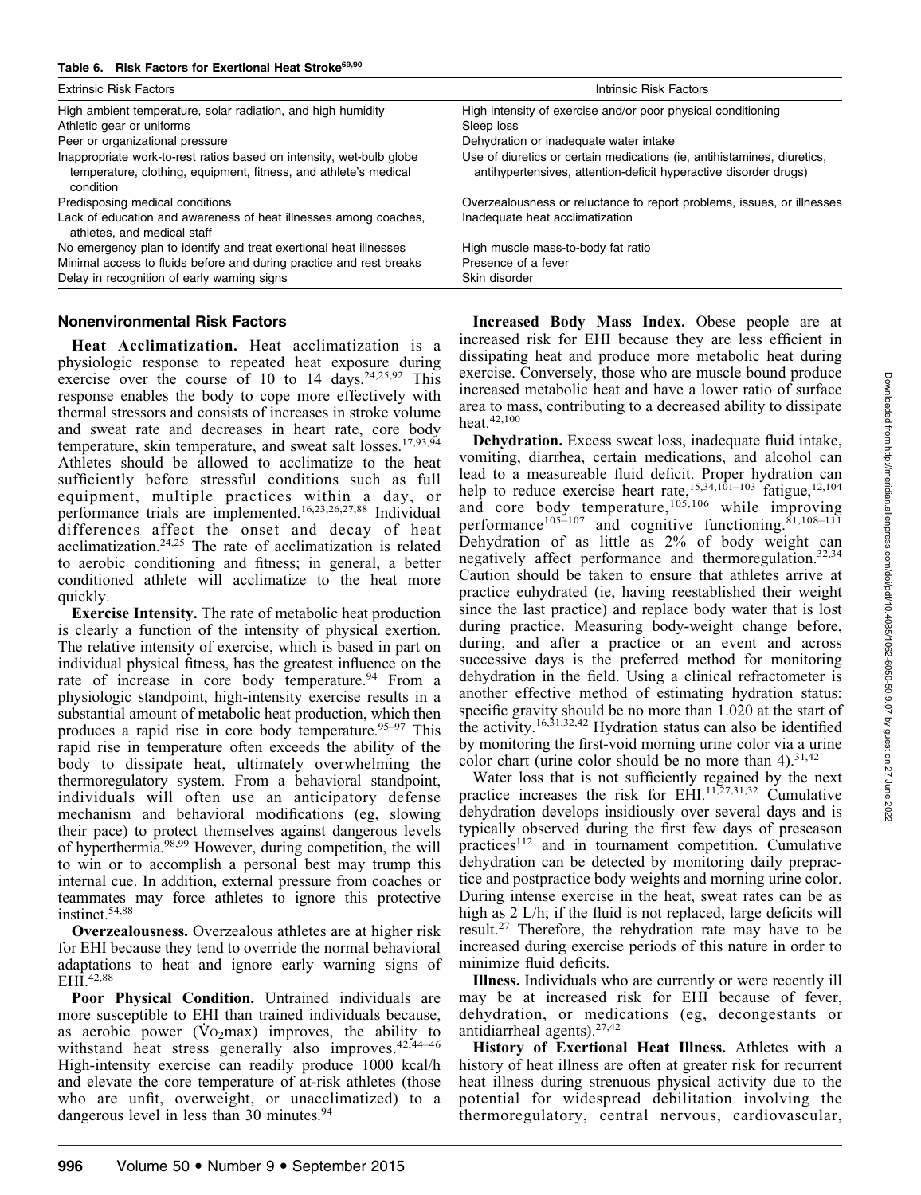**Table 6. Risk Factors for Exertional Heat Stroke[69,90]**

| Extrinsic Risk Factors | Intrinsic Risk Factors |
|---|---|
| High ambient temperature, solar radiation, and high humidity | High intensity of exercise and/or poor physical conditioning |
| Athletic gear or uniforms | Sleep loss |
| Peer or organizational pressure | Dehydration or inadequate water intake |
| Inappropriate work-to-rest ratios based on intensity, wet-bulb globe temperature, clothing, equipment, fitness, and athlete's medical condition | Use of diuretics or certain medications (ie, antihistamines, diuretics, antihypertensives, attention-deficit hyperactive disorder drugs) |
| Predisposing medical conditions | Overzealousness or reluctance to report problems, issues, or illnesses |
| Lack of education and awareness of heat illnesses among coaches, athletes, and medical staff | Inadequate heat acclimatization |
| No emergency plan to identify and treat exertional heat illnesses | High muscle mass-to-body fat ratio |
| Minimal access to fluids before and during practice and rest breaks | Presence of a fever |
| Delay in recognition of early warning signs | Skin disorder |

### Nonenvironmental Risk Factors

**Heat Acclimatization.** Heat acclimatization is a physiologic response to repeated heat exposure during exercise over the course of 10 to 14 days.[24,25,92] This response enables the body to cope more effectively with thermal stressors and consists of increases in stroke volume and sweat rate and decreases in heart rate, core body temperature, skin temperature, and sweat salt losses.[17,93,94] Athletes should be allowed to acclimatize to the heat sufficiently before stressful conditions such as full equipment, multiple practices within a day, or performance trials are implemented.[16,23,26,27,88] Individual differences affect the onset and decay of heat acclimatization.[24,25] The rate of acclimatization is related to aerobic conditioning and fitness; in general, a better conditioned athlete will acclimatize to the heat more quickly.

**Exercise Intensity.** The rate of metabolic heat production is clearly a function of the intensity of physical exertion. The relative intensity of exercise, which is based in part on individual physical fitness, has the greatest influence on the rate of increase in core body temperature.[94] From a physiologic standpoint, high-intensity exercise results in a substantial amount of metabolic heat production, which then produces a rapid rise in core body temperature.[95–97] This rapid rise in temperature often exceeds the ability of the body to dissipate heat, ultimately overwhelming the thermoregulatory system. From a behavioral standpoint, individuals will often use an anticipatory defense mechanism and behavioral modifications (eg, slowing their pace) to protect themselves against dangerous levels of hyperthermia.[98,99] However, during competition, the will to win or to accomplish a personal best may trump this internal cue. In addition, external pressure from coaches or teammates may force athletes to ignore this protective instinct.[54,88]

**Overzealousness.** Overzealous athletes are at higher risk for EHI because they tend to override the normal behavioral adaptations to heat and ignore early warning signs of EHI.[42,88]

**Poor Physical Condition.** Untrained individuals are more susceptible to EHI than trained individuals because, as aerobic power ($\dot{V}O_2max$) improves, the ability to withstand heat stress generally also improves.[42,44–46] High-intensity exercise can readily produce 1000 kcal/h and elevate the core temperature of at-risk athletes (those who are unfit, overweight, or unacclimatized) to a dangerous level in less than 30 minutes.[94]

**Increased Body Mass Index.** Obese people are at increased risk for EHI because they are less efficient in dissipating heat and produce more metabolic heat during exercise. Conversely, those who are muscle bound produce increased metabolic heat and have a lower ratio of surface area to mass, contributing to a decreased ability to dissipate heat.[42,100]

**Dehydration.** Excess sweat loss, inadequate fluid intake, vomiting, diarrhea, certain medications, and alcohol can lead to a measureable fluid deficit. Proper hydration can help to reduce exercise heart rate,[15,34,101–103] fatigue,[12,104] and core body temperature,[105,106] while improving performance[105–107] and cognitive functioning.[81,108–111] Dehydration of as little as 2% of body weight can negatively affect performance and thermoregulation.[32,34] Caution should be taken to ensure that athletes arrive at practice euhydrated (ie, having reestablished their weight since the last practice) and replace body water that is lost during practice. Measuring body-weight change before, during, and after a practice or an event and across successive days is the preferred method for monitoring dehydration in the field. Using a clinical refractometer is another effective method of estimating hydration status: specific gravity should be no more than 1.020 at the start of the activity.[16,31,32,42] Hydration status can also be identified by monitoring the first-void morning urine color via a urine color chart (urine color should be no more than 4).[31,42]

Water loss that is not sufficiently regained by the next practice increases the risk for EHI.[11,27,31,32] Cumulative dehydration develops insidiously over several days and is typically observed during the first few days of preseason practices[112] and in tournament competition. Cumulative dehydration can be detected by monitoring daily prepractice and postpractice body weights and morning urine color. During intense exercise in the heat, sweat rates can be as high as 2 L/h; if the fluid is not replaced, large deficits will result.[27] Therefore, the rehydration rate may have to be increased during exercise periods of this nature in order to minimize fluid deficits.

**Illness.** Individuals who are currently or were recently ill may be at increased risk for EHI because of fever, dehydration, or medications (eg, decongestants or antidiarrheal agents).[27,42]

**History of Exertional Heat Illness.** Athletes with a history of heat illness are often at greater risk for recurrent heat illness during strenuous physical activity due to the potential for widespread debilitation involving the thermoregulatory, central nervous, cardiovascular,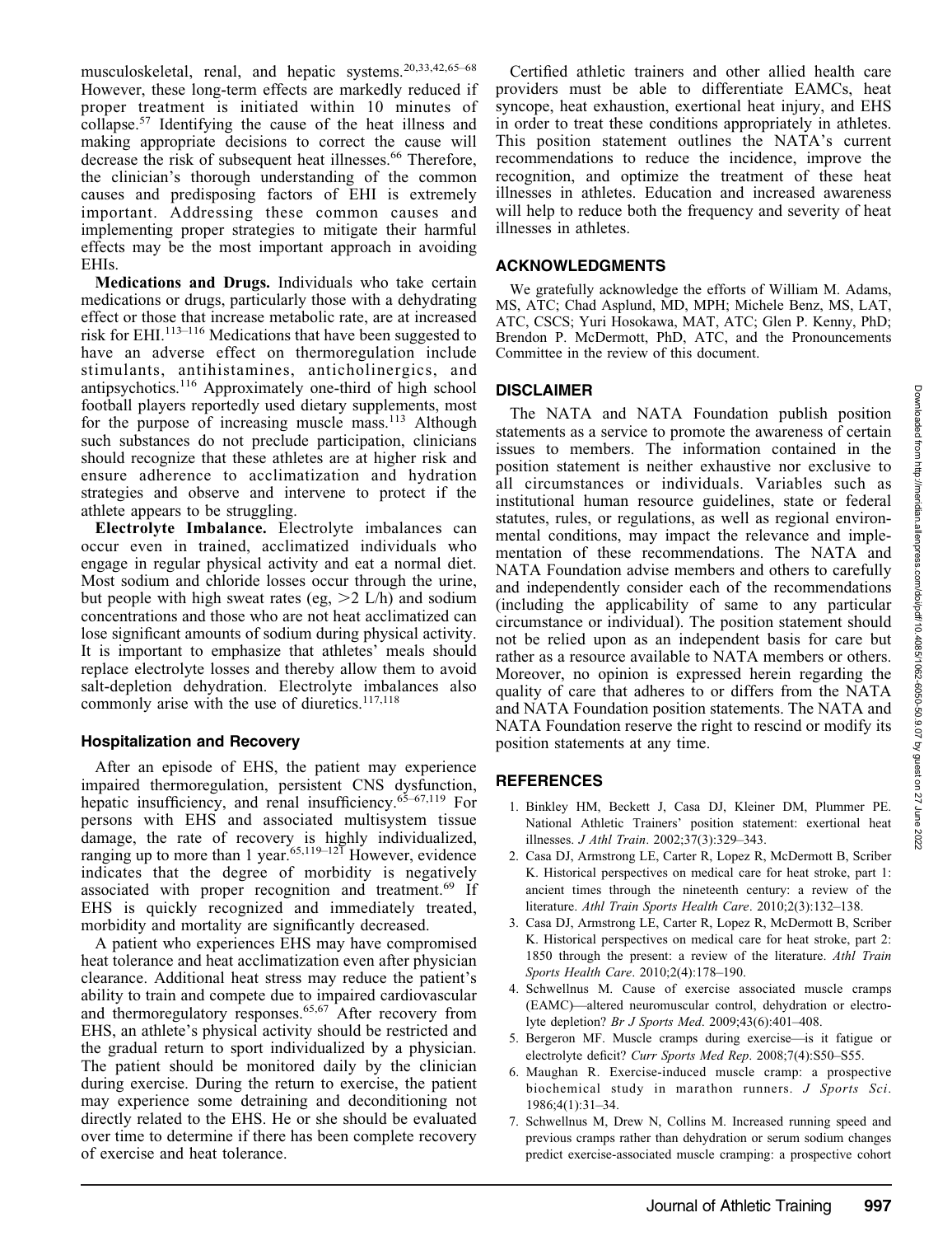musculoskeletal, renal, and hepatic systems.[20,33,42,65–68] However, these long-term effects are markedly reduced if proper treatment is initiated within 10 minutes of collapse.[57] Identifying the cause of the heat illness and making appropriate decisions to correct the cause will decrease the risk of subsequent heat illnesses.[66] Therefore, the clinician's thorough understanding of the common causes and predisposing factors of EHI is extremely important. Addressing these common causes and implementing proper strategies to mitigate their harmful effects may be the most important approach in avoiding EHIs.

**Medications and Drugs.** Individuals who take certain medications or drugs, particularly those with a dehydrating effect or those that increase metabolic rate, are at increased risk for EHI.[113–116] Medications that have been suggested to have an adverse effect on thermoregulation include stimulants, antihistamines, anticholinergics, and antipsychotics.[116] Approximately one-third of high school football players reportedly used dietary supplements, most for the purpose of increasing muscle mass.[113] Although such substances do not preclude participation, clinicians should recognize that these athletes are at higher risk and ensure adherence to acclimatization and hydration strategies and observe and intervene to protect if the athlete appears to be struggling.

**Electrolyte Imbalance.** Electrolyte imbalances can occur even in trained, acclimatized individuals who engage in regular physical activity and eat a normal diet. Most sodium and chloride losses occur through the urine, but people with high sweat rates (eg, >2 L/h) and sodium concentrations and those who are not heat acclimatized can lose significant amounts of sodium during physical activity. It is important to emphasize that athletes' meals should replace electrolyte losses and thereby allow them to avoid salt-depletion dehydration. Electrolyte imbalances also commonly arise with the use of diuretics.[117,118]

### Hospitalization and Recovery

After an episode of EHS, the patient may experience impaired thermoregulation, persistent CNS dysfunction, hepatic insufficiency, and renal insufficiency.[65–67,119] For persons with EHS and associated multisystem tissue damage, the rate of recovery is highly individualized, ranging up to more than 1 year.[65,119–121] However, evidence indicates that the degree of morbidity is negatively associated with proper recognition and treatment.[69] If EHS is quickly recognized and immediately treated, morbidity and mortality are significantly decreased.

A patient who experiences EHS may have compromised heat tolerance and heat acclimatization even after physician clearance. Additional heat stress may reduce the patient's ability to train and compete due to impaired cardiovascular and thermoregulatory responses.[65,67] After recovery from EHS, an athlete's physical activity should be restricted and the gradual return to sport individualized by a physician. The patient should be monitored daily by the clinician during exercise. During the return to exercise, the patient may experience some detraining and deconditioning not directly related to the EHS. He or she should be evaluated over time to determine if there has been complete recovery of exercise and heat tolerance.

Certified athletic trainers and other allied health care providers must be able to differentiate EAMCs, heat syncope, heat exhaustion, exertional heat injury, and EHS in order to treat these conditions appropriately in athletes. This position statement outlines the NATA's current recommendations to reduce the incidence, improve the recognition, and optimize the treatment of these heat illnesses in athletes. Education and increased awareness will help to reduce both the frequency and severity of heat illnesses in athletes.

## ACKNOWLEDGMENTS

We gratefully acknowledge the efforts of William M. Adams, MS, ATC; Chad Asplund, MD, MPH; Michele Benz, MS, LAT, ATC, CSCS; Yuri Hosokawa, MAT, ATC; Glen P. Kenny, PhD; Brendon P. McDermott, PhD, ATC, and the Pronouncements Committee in the review of this document.

## DISCLAIMER

The NATA and NATA Foundation publish position statements as a service to promote the awareness of certain issues to members. The information contained in the position statement is neither exhaustive nor exclusive to all circumstances or individuals. Variables such as institutional human resource guidelines, state or federal statutes, rules, or regulations, as well as regional environmental conditions, may impact the relevance and implementation of these recommendations. The NATA and NATA Foundation advise members and others to carefully and independently consider each of the recommendations (including the applicability of same to any particular circumstance or individual). The position statement should not be relied upon as an independent basis for care but rather as a resource available to NATA members or others. Moreover, no opinion is expressed herein regarding the quality of care that adheres to or differs from the NATA and NATA Foundation position statements. The NATA and NATA Foundation reserve the right to rescind or modify its position statements at any time.

## REFERENCES

1. Binkley HM, Beckett J, Casa DJ, Kleiner DM, Plummer PE. National Athletic Trainers' position statement: exertional heat illnesses. *J Athl Train*. 2002;37(3):329–343.
2. Casa DJ, Armstrong LE, Carter R, Lopez R, McDermott B, Scriber K. Historical perspectives on medical care for heat stroke, part 1: ancient times through the nineteenth century: a review of the literature. *Athl Train Sports Health Care*. 2010;2(3):132–138.
3. Casa DJ, Armstrong LE, Carter R, Lopez R, McDermott B, Scriber K. Historical perspectives on medical care for heat stroke, part 2: 1850 through the present: a review of the literature. *Athl Train Sports Health Care*. 2010;2(4):178–190.
4. Schwellnus M. Cause of exercise associated muscle cramps (EAMC)—altered neuromuscular control, dehydration or electrolyte depletion? *Br J Sports Med*. 2009;43(6):401–408.
5. Bergeron MF. Muscle cramps during exercise—is it fatigue or electrolyte deficit? *Curr Sports Med Rep*. 2008;7(4):S50–S55.
6. Maughan R. Exercise-induced muscle cramp: a prospective biochemical study in marathon runners. *J Sports Sci*. 1986;4(1):31–34.
7. Schwellnus M, Drew N, Collins M. Increased running speed and previous cramps rather than dehydration or serum sodium changes predict exercise-associated muscle cramping: a prospective cohort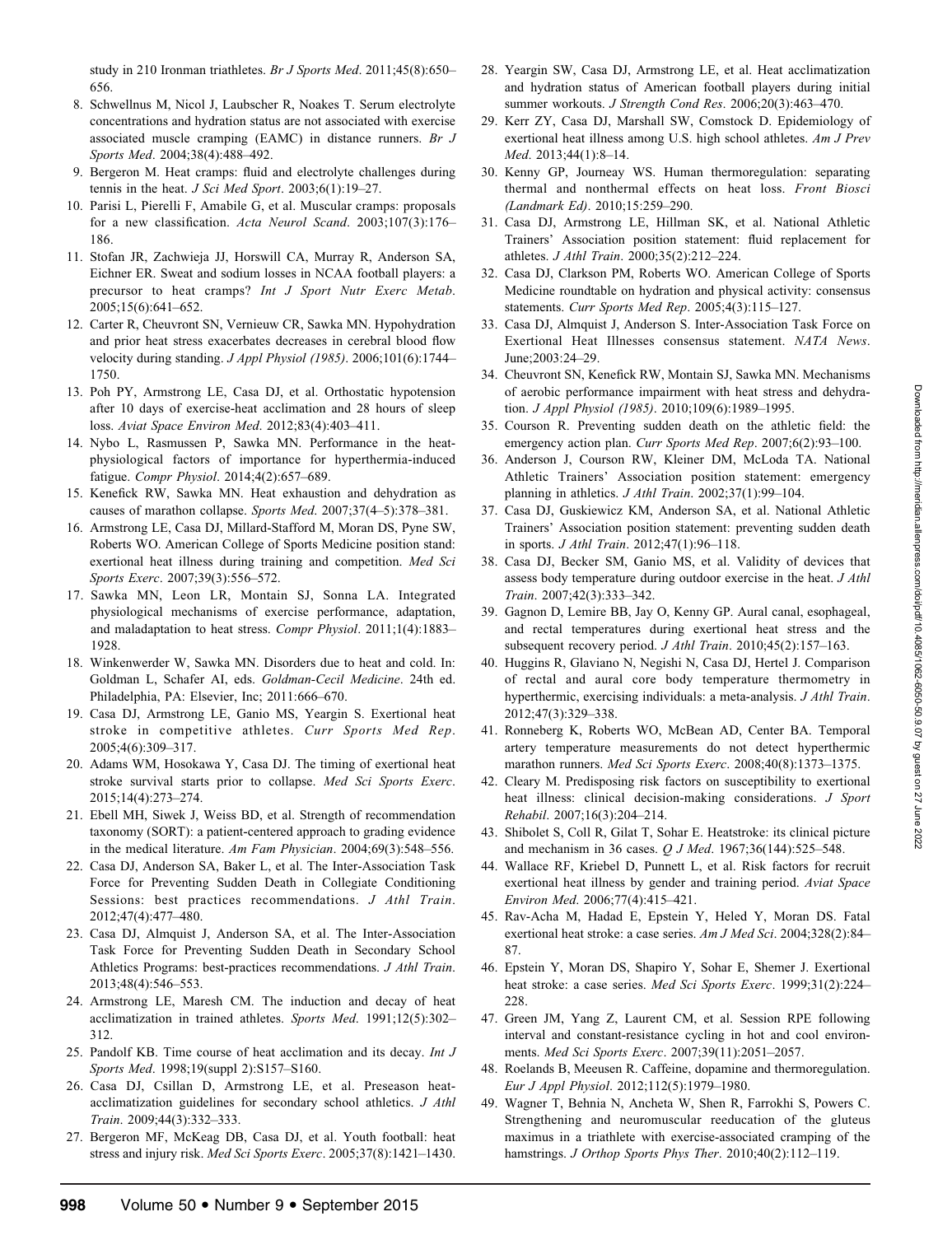study in 210 Ironman triathletes. *Br J Sports Med*. 2011;45(8):650–656.

8. Schwellnus M, Nicol J, Laubscher R, Noakes T. Serum electrolyte concentrations and hydration status are not associated with exercise associated muscle cramping (EAMC) in distance runners. *Br J Sports Med*. 2004;38(4):488–492.
9. Bergeron M. Heat cramps: fluid and electrolyte challenges during tennis in the heat. *J Sci Med Sport*. 2003;6(1):19–27.
10. Parisi L, Pierelli F, Amabile G, et al. Muscular cramps: proposals for a new classification. *Acta Neurol Scand*. 2003;107(3):176–186.
11. Stofan JR, Zachwieja JJ, Horswill CA, Murray R, Anderson SA, Eichner ER. Sweat and sodium losses in NCAA football players: a precursor to heat cramps? *Int J Sport Nutr Exerc Metab*. 2005;15(6):641–652.
12. Carter R, Cheuvront SN, Vernieuw CR, Sawka MN. Hypohydration and prior heat stress exacerbates decreases in cerebral blood flow velocity during standing. *J Appl Physiol (1985)*. 2006;101(6):1744–1750.
13. Poh PY, Armstrong LE, Casa DJ, et al. Orthostatic hypotension after 10 days of exercise-heat acclimation and 28 hours of sleep loss. *Aviat Space Environ Med*. 2012;83(4):403–411.
14. Nybo L, Rasmussen P, Sawka MN. Performance in the heat-physiological factors of importance for hyperthermia-induced fatigue. *Compr Physiol*. 2014;4(2):657–689.
15. Kenefick RW, Sawka MN. Heat exhaustion and dehydration as causes of marathon collapse. *Sports Med*. 2007;37(4–5):378–381.
16. Armstrong LE, Casa DJ, Millard-Stafford M, Moran DS, Pyne SW, Roberts WO. American College of Sports Medicine position stand: exertional heat illness during training and competition. *Med Sci Sports Exerc*. 2007;39(3):556–572.
17. Sawka MN, Leon LR, Montain SJ, Sonna LA. Integrated physiological mechanisms of exercise performance, adaptation, and maladaptation to heat stress. *Compr Physiol*. 2011;1(4):1883–1928.
18. Winkenwerder W, Sawka MN. Disorders due to heat and cold. In: Goldman L, Schafer AI, eds. *Goldman-Cecil Medicine*. 24th ed. Philadelphia, PA: Elsevier, Inc; 2011:666–670.
19. Casa DJ, Armstrong LE, Ganio MS, Yeargin S. Exertional heat stroke in competitive athletes. *Curr Sports Med Rep*. 2005;4(6):309–317.
20. Adams WM, Hosokawa Y, Casa DJ. The timing of exertional heat stroke survival starts prior to collapse. *Med Sci Sports Exerc*. 2015;14(4):273–274.
21. Ebell MH, Siwek J, Weiss BD, et al. Strength of recommendation taxonomy (SORT): a patient-centered approach to grading evidence in the medical literature. *Am Fam Physician*. 2004;69(3):548–556.
22. Casa DJ, Anderson SA, Baker L, et al. The Inter-Association Task Force for Preventing Sudden Death in Collegiate Conditioning Sessions: best practices recommendations. *J Athl Train*. 2012;47(4):477–480.
23. Casa DJ, Almquist J, Anderson SA, et al. The Inter-Association Task Force for Preventing Sudden Death in Secondary School Athletics Programs: best-practices recommendations. *J Athl Train*. 2013;48(4):546–553.
24. Armstrong LE, Maresh CM. The induction and decay of heat acclimatization in trained athletes. *Sports Med*. 1991;12(5):302–312.
25. Pandolf KB. Time course of heat acclimation and its decay. *Int J Sports Med*. 1998;19(suppl 2):S157–S160.
26. Casa DJ, Csillan D, Armstrong LE, et al. Preseason heat-acclimatization guidelines for secondary school athletics. *J Athl Train*. 2009;44(3):332–333.
27. Bergeron MF, McKeag DB, Casa DJ, et al. Youth football: heat stress and injury risk. *Med Sci Sports Exerc*. 2005;37(8):1421–1430.
28. Yeargin SW, Casa DJ, Armstrong LE, et al. Heat acclimatization and hydration status of American football players during initial summer workouts. *J Strength Cond Res*. 2006;20(3):463–470.
29. Kerr ZY, Casa DJ, Marshall SW, Comstock D. Epidemiology of exertional heat illness among U.S. high school athletes. *Am J Prev Med*. 2013;44(1):8–14.
30. Kenny GP, Journeay WS. Human thermoregulation: separating thermal and nonthermal effects on heat loss. *Front Biosci (Landmark Ed)*. 2010;15:259–290.
31. Casa DJ, Armstrong LE, Hillman SK, et al. National Athletic Trainers' Association position statement: fluid replacement for athletes. *J Athl Train*. 2000;35(2):212–224.
32. Casa DJ, Clarkson PM, Roberts WO. American College of Sports Medicine roundtable on hydration and physical activity: consensus statements. *Curr Sports Med Rep*. 2005;4(3):115–127.
33. Casa DJ, Almquist J, Anderson S. Inter-Association Task Force on Exertional Heat Illnesses consensus statement. *NATA News*. June;2003:24–29.
34. Cheuvront SN, Kenefick RW, Montain SJ, Sawka MN. Mechanisms of aerobic performance impairment with heat stress and dehydration. *J Appl Physiol (1985)*. 2010;109(6):1989–1995.
35. Courson R. Preventing sudden death on the athletic field: the emergency action plan. *Curr Sports Med Rep*. 2007;6(2):93–100.
36. Anderson J, Courson RW, Kleiner DM, McLoda TA. National Athletic Trainers' Association position statement: emergency planning in athletics. *J Athl Train*. 2002;37(1):99–104.
37. Casa DJ, Guskiewicz KM, Anderson SA, et al. National Athletic Trainers' Association position statement: preventing sudden death in sports. *J Athl Train*. 2012;47(1):96–118.
38. Casa DJ, Becker SM, Ganio MS, et al. Validity of devices that assess body temperature during outdoor exercise in the heat. *J Athl Train*. 2007;42(3):333–342.
39. Gagnon D, Lemire BB, Jay O, Kenny GP. Aural canal, esophageal, and rectal temperatures during exertional heat stress and the subsequent recovery period. *J Athl Train*. 2010;45(2):157–163.
40. Huggins R, Glaviano N, Negishi N, Casa DJ, Hertel J. Comparison of rectal and aural core body temperature thermometry in hyperthermic, exercising individuals: a meta-analysis. *J Athl Train*. 2012;47(3):329–338.
41. Ronneberg K, Roberts WO, McBean AD, Center BA. Temporal artery temperature measurements do not detect hyperthermic marathon runners. *Med Sci Sports Exerc*. 2008;40(8):1373–1375.
42. Cleary M. Predisposing risk factors on susceptibility to exertional heat illness: clinical decision-making considerations. *J Sport Rehabil*. 2007;16(3):204–214.
43. Shibolet S, Coll R, Gilat T, Sohar E. Heatstroke: its clinical picture and mechanism in 36 cases. *Q J Med*. 1967;36(144):525–548.
44. Wallace RF, Kriebel D, Punnett L, et al. Risk factors for recruit exertional heat illness by gender and training period. *Aviat Space Environ Med*. 2006;77(4):415–421.
45. Rav-Acha M, Hadad E, Epstein Y, Heled Y, Moran DS. Fatal exertional heat stroke: a case series. *Am J Med Sci*. 2004;328(2):84–87.
46. Epstein Y, Moran DS, Shapiro Y, Sohar E, Shemer J. Exertional heat stroke: a case series. *Med Sci Sports Exerc*. 1999;31(2):224–228.
47. Green JM, Yang Z, Laurent CM, et al. Session RPE following interval and constant-resistance cycling in hot and cool environments. *Med Sci Sports Exerc*. 2007;39(11):2051–2057.
48. Roelands B, Meeusen R. Caffeine, dopamine and thermoregulation. *Eur J Appl Physiol*. 2012;112(5):1979–1980.
49. Wagner T, Behnia N, Ancheta W, Shen R, Farrokhi S, Powers C. Strengthening and neuromuscular reeducation of the gluteus maximus in a triathlete with exercise-associated cramping of the hamstrings. *J Orthop Sports Phys Ther*. 2010;40(2):112–119.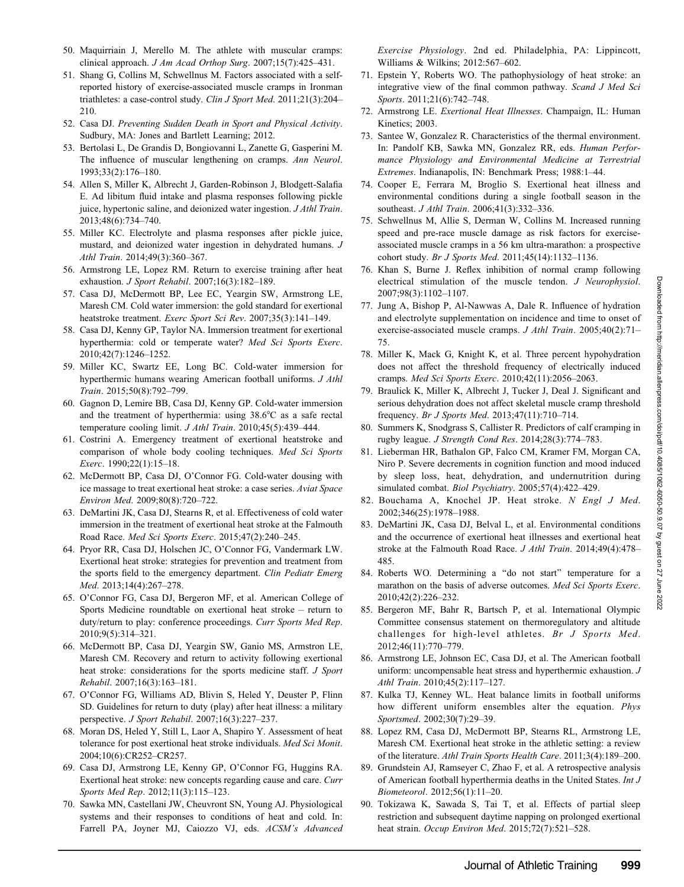50. Maquirriain J, Merello M. The athlete with muscular cramps: clinical approach. *J Am Acad Orthop Surg*. 2007;15(7):425–431.
51. Shang G, Collins M, Schwellnus M. Factors associated with a self-reported history of exercise-associated muscle cramps in Ironman triathletes: a case-control study. *Clin J Sport Med*. 2011;21(3):204–210.
52. Casa DJ. *Preventing Sudden Death in Sport and Physical Activity*. Sudbury, MA: Jones and Bartlett Learning; 2012.
53. Bertolasi L, De Grandis D, Bongiovanni L, Zanette G, Gasperini M. The influence of muscular lengthening on cramps. *Ann Neurol*. 1993;33(2):176–180.
54. Allen S, Miller K, Albrecht J, Garden-Robinson J, Blodgett-Salafia E. Ad libitum fluid intake and plasma responses following pickle juice, hypertonic saline, and deionized water ingestion. *J Athl Train*. 2013;48(6):734–740.
55. Miller KC. Electrolyte and plasma responses after pickle juice, mustard, and deionized water ingestion in dehydrated humans. *J Athl Train*. 2014;49(3):360–367.
56. Armstrong LE, Lopez RM. Return to exercise training after heat exhaustion. *J Sport Rehabil*. 2007;16(3):182–189.
57. Casa DJ, McDermott BP, Lee EC, Yeargin SW, Armstrong LE, Maresh CM. Cold water immersion: the gold standard for exertional heatstroke treatment. *Exerc Sport Sci Rev*. 2007;35(3):141–149.
58. Casa DJ, Kenny GP, Taylor NA. Immersion treatment for exertional hyperthermia: cold or temperate water? *Med Sci Sports Exerc*. 2010;42(7):1246–1252.
59. Miller KC, Swartz EE, Long BC. Cold-water immersion for hyperthermic humans wearing American football uniforms. *J Athl Train*. 2015;50(8):792–799.
60. Gagnon D, Lemire BB, Casa DJ, Kenny GP. Cold-water immersion and the treatment of hyperthermia: using 38.6°C as a safe rectal temperature cooling limit. *J Athl Train*. 2010;45(5):439–444.
61. Costrini A. Emergency treatment of exertional heatstroke and comparison of whole body cooling techniques. *Med Sci Sports Exerc*. 1990;22(1):15–18.
62. McDermott BP, Casa DJ, O'Connor FG. Cold-water dousing with ice massage to treat exertional heat stroke: a case series. *Aviat Space Environ Med*. 2009;80(8):720–722.
63. DeMartini JK, Casa DJ, Stearns R, et al. Effectiveness of cold water immersion in the treatment of exertional heat stroke at the Falmouth Road Race. *Med Sci Sports Exerc*. 2015;47(2):240–245.
64. Pryor RR, Casa DJ, Holschen JC, O'Connor FG, Vandermark LW. Exertional heat stroke: strategies for prevention and treatment from the sports field to the emergency department. *Clin Pediatr Emerg Med*. 2013;14(4):267–278.
65. O'Connor FG, Casa DJ, Bergeron MF, et al. American College of Sports Medicine roundtable on exertional heat stroke – return to duty/return to play: conference proceedings. *Curr Sports Med Rep*. 2010;9(5):314–321.
66. McDermott BP, Casa DJ, Yeargin SW, Ganio MS, Armstron LE, Maresh CM. Recovery and return to activity following exertional heat stroke: considerations for the sports medicine staff. *J Sport Rehabil*. 2007;16(3):163–181.
67. O'Connor FG, Williams AD, Blivin S, Heled Y, Deuster P, Flinn SD. Guidelines for return to duty (play) after heat illness: a military perspective. *J Sport Rehabil*. 2007;16(3):227–237.
68. Moran DS, Heled Y, Still L, Laor A, Shapiro Y. Assessment of heat tolerance for post exertional heat stroke individuals. *Med Sci Monit*. 2004;10(6):CR252–CR257.
69. Casa DJ, Armstrong LE, Kenny GP, O'Connor FG, Huggins RA. Exertional heat stroke: new concepts regarding cause and care. *Curr Sports Med Rep*. 2012;11(3):115–123.
70. Sawka MN, Castellani JW, Cheuvront SN, Young AJ. Physiological systems and their responses to conditions of heat and cold. In: Farrell PA, Joyner MJ, Caiozzo VJ, eds. *ACSM's Advanced Exercise Physiology*. 2nd ed. Philadelphia, PA: Lippincott, Williams & Wilkins; 2012:567–602.
71. Epstein Y, Roberts WO. The pathophysiology of heat stroke: an integrative view of the final common pathway. *Scand J Med Sci Sports*. 2011;21(6):742–748.
72. Armstrong LE. *Exertional Heat Illnesses*. Champaign, IL: Human Kinetics; 2003.
73. Santee W, Gonzalez R. Characteristics of the thermal environment. In: Pandolf KB, Sawka MN, Gonzalez RR, eds. *Human Performance Physiology and Environmental Medicine at Terrestrial Extremes*. Indianapolis, IN: Benchmark Press; 1988:1–44.
74. Cooper E, Ferrara M, Broglio S. Exertional heat illness and environmental conditions during a single football season in the southeast. *J Athl Train*. 2006;41(3):332–336.
75. Schwellnus M, Allie S, Derman W, Collins M. Increased running speed and pre-race muscle damage as risk factors for exercise-associated muscle cramps in a 56 km ultra-marathon: a prospective cohort study. *Br J Sports Med*. 2011;45(14):1132–1136.
76. Khan S, Burne J. Reflex inhibition of normal cramp following electrical stimulation of the muscle tendon. *J Neurophysiol*. 2007;98(3):1102–1107.
77. Jung A, Bishop P, Al-Nawwas A, Dale R. Influence of hydration and electrolyte supplementation on incidence and time to onset of exercise-associated muscle cramps. *J Athl Train*. 2005;40(2):71–75.
78. Miller K, Mack G, Knight K, et al. Three percent hypohydration does not affect the threshold frequency of electrically induced cramps. *Med Sci Sports Exerc*. 2010;42(11):2056–2063.
79. Braulick K, Miller K, Albrecht J, Tucker J, Deal J. Significant and serious dehydration does not affect skeletal muscle cramp threshold frequency. *Br J Sports Med*. 2013;47(11):710–714.
80. Summers K, Snodgrass S, Callister R. Predictors of calf cramping in rugby league. *J Strength Cond Res*. 2014;28(3):774–783.
81. Lieberman HR, Bathalon GP, Falco CM, Kramer FM, Morgan CA, Niro P. Severe decrements in cognition function and mood induced by sleep loss, heat, dehydration, and undernutrition during simulated combat. *Biol Psychiatry*. 2005;57(4):422–429.
82. Bouchama A, Knochel JP. Heat stroke. *N Engl J Med*. 2002;346(25):1978–1988.
83. DeMartini JK, Casa DJ, Belval L, et al. Environmental conditions and the occurrence of exertional heat illnesses and exertional heat stroke at the Falmouth Road Race. *J Athl Train*. 2014;49(4):478–485.
84. Roberts WO. Determining a "do not start" temperature for a marathon on the basis of adverse outcomes. *Med Sci Sports Exerc*. 2010;42(2):226–232.
85. Bergeron MF, Bahr R, Bartsch P, et al. International Olympic Committee consensus statement on thermoregulatory and altitude challenges for high-level athletes. *Br J Sports Med*. 2012;46(11):770–779.
86. Armstrong LE, Johnson EC, Casa DJ, et al. The American football uniform: uncompensable heat stress and hyperthermic exhaustion. *J Athl Train*. 2010;45(2):117–127.
87. Kulka TJ, Kenney WL. Heat balance limits in football uniforms how different uniform ensembles alter the equation. *Phys Sportsmed*. 2002;30(7):29–39.
88. Lopez RM, Casa DJ, McDermott BP, Stearns RL, Armstrong LE, Maresh CM. Exertional heat stroke in the athletic setting: a review of the literature. *Athl Train Sports Health Care*. 2011;3(4):189–200.
89. Grundstein AJ, Ramseyer C, Zhao F, et al. A retrospective analysis of American football hyperthermia deaths in the United States. *Int J Biometeorol*. 2012;56(1):11–20.
90. Tokizawa K, Sawada S, Tai T, et al. Effects of partial sleep restriction and subsequent daytime napping on prolonged exertional heat strain. *Occup Environ Med*. 2015;72(7):521–528.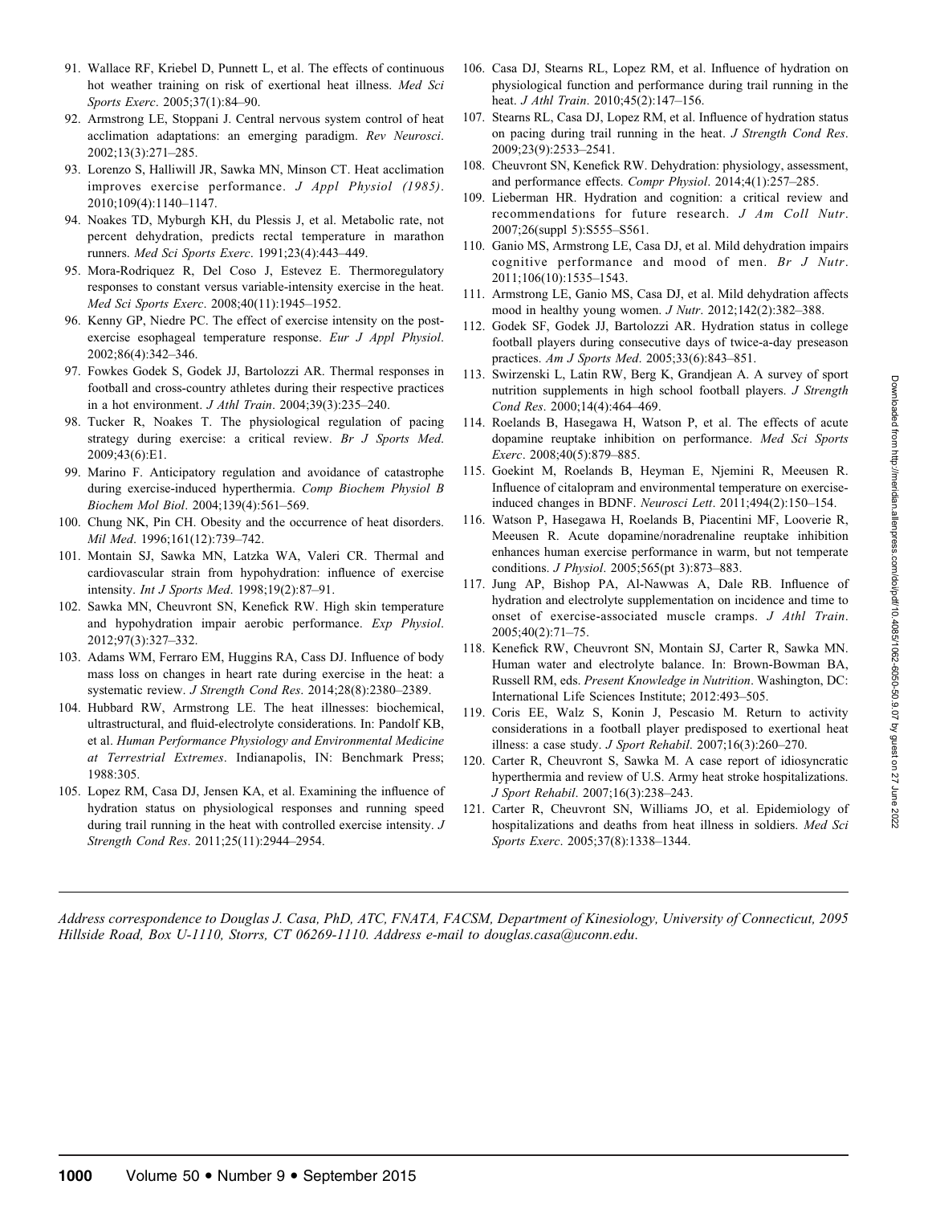91. Wallace RF, Kriebel D, Punnett L, et al. The effects of continuous hot weather training on risk of exertional heat illness. *Med Sci Sports Exerc*. 2005;37(1):84–90.
92. Armstrong LE, Stoppani J. Central nervous system control of heat acclimation adaptations: an emerging paradigm. *Rev Neurosci*. 2002;13(3):271–285.
93. Lorenzo S, Halliwill JR, Sawka MN, Minson CT. Heat acclimation improves exercise performance. *J Appl Physiol (1985)*. 2010;109(4):1140–1147.
94. Noakes TD, Myburgh KH, du Plessis J, et al. Metabolic rate, not percent dehydration, predicts rectal temperature in marathon runners. *Med Sci Sports Exerc*. 1991;23(4):443–449.
95. Mora-Rodriquez R, Del Coso J, Estevez E. Thermoregulatory responses to constant versus variable-intensity exercise in the heat. *Med Sci Sports Exerc*. 2008;40(11):1945–1952.
96. Kenny GP, Niedre PC. The effect of exercise intensity on the post-exercise esophageal temperature response. *Eur J Appl Physiol*. 2002;86(4):342–346.
97. Fowkes Godek S, Godek JJ, Bartolozzi AR. Thermal responses in football and cross-country athletes during their respective practices in a hot environment. *J Athl Train*. 2004;39(3):235–240.
98. Tucker R, Noakes T. The physiological regulation of pacing strategy during exercise: a critical review. *Br J Sports Med*. 2009;43(6):E1.
99. Marino F. Anticipatory regulation and avoidance of catastrophe during exercise-induced hyperthermia. *Comp Biochem Physiol B Biochem Mol Biol*. 2004;139(4):561–569.
100. Chung NK, Pin CH. Obesity and the occurrence of heat disorders. *Mil Med*. 1996;161(12):739–742.
101. Montain SJ, Sawka MN, Latzka WA, Valeri CR. Thermal and cardiovascular strain from hypohydration: influence of exercise intensity. *Int J Sports Med*. 1998;19(2):87–91.
102. Sawka MN, Cheuvront SN, Kenefick RW. High skin temperature and hypohydration impair aerobic performance. *Exp Physiol*. 2012;97(3):327–332.
103. Adams WM, Ferraro EM, Huggins RA, Cass DJ. Influence of body mass loss on changes in heart rate during exercise in the heat: a systematic review. *J Strength Cond Res*. 2014;28(8):2380–2389.
104. Hubbard RW, Armstrong LE. The heat illnesses: biochemical, ultrastructural, and fluid-electrolyte considerations. In: Pandolf KB, et al. *Human Performance Physiology and Environmental Medicine at Terrestrial Extremes*. Indianapolis, IN: Benchmark Press; 1988:305.
105. Lopez RM, Casa DJ, Jensen KA, et al. Examining the influence of hydration status on physiological responses and running speed during trail running in the heat with controlled exercise intensity. *J Strength Cond Res*. 2011;25(11):2944–2954.
106. Casa DJ, Stearns RL, Lopez RM, et al. Influence of hydration on physiological function and performance during trail running in the heat. *J Athl Train*. 2010;45(2):147–156.
107. Stearns RL, Casa DJ, Lopez RM, et al. Influence of hydration status on pacing during trail running in the heat. *J Strength Cond Res*. 2009;23(9):2533–2541.
108. Cheuvront SN, Kenefick RW. Dehydration: physiology, assessment, and performance effects. *Compr Physiol*. 2014;4(1):257–285.
109. Lieberman HR. Hydration and cognition: a critical review and recommendations for future research. *J Am Coll Nutr*. 2007;26(suppl 5):S555–S561.
110. Ganio MS, Armstrong LE, Casa DJ, et al. Mild dehydration impairs cognitive performance and mood of men. *Br J Nutr*. 2011;106(10):1535–1543.
111. Armstrong LE, Ganio MS, Casa DJ, et al. Mild dehydration affects mood in healthy young women. *J Nutr*. 2012;142(2):382–388.
112. Godek SF, Godek JJ, Bartolozzi AR. Hydration status in college football players during consecutive days of twice-a-day preseason practices. *Am J Sports Med*. 2005;33(6):843–851.
113. Swirzenski L, Latin RW, Berg K, Grandjean A. A survey of sport nutrition supplements in high school football players. *J Strength Cond Res*. 2000;14(4):464–469.
114. Roelands B, Hasegawa H, Watson P, et al. The effects of acute dopamine reuptake inhibition on performance. *Med Sci Sports Exerc*. 2008;40(5):879–885.
115. Goekint M, Roelands B, Heyman E, Njemini R, Meeusen R. Influence of citalopram and environmental temperature on exercise-induced changes in BDNF. *Neurosci Lett*. 2011;494(2):150–154.
116. Watson P, Hasegawa H, Roelands B, Piacentini MF, Looverie R, Meeusen R. Acute dopamine/noradrenaline reuptake inhibition enhances human exercise performance in warm, but not temperate conditions. *J Physiol*. 2005;565(pt 3):873–883.
117. Jung AP, Bishop PA, Al-Nawwas A, Dale RB. Influence of hydration and electrolyte supplementation on incidence and time to onset of exercise-associated muscle cramps. *J Athl Train*. 2005;40(2):71–75.
118. Kenefick RW, Cheuvront SN, Montain SJ, Carter R, Sawka MN. Human water and electrolyte balance. In: Brown-Bowman BA, Russell RM, eds. *Present Knowledge in Nutrition*. Washington, DC: International Life Sciences Institute; 2012:493–505.
119. Coris EE, Walz S, Konin J, Pescasio M. Return to activity considerations in a football player predisposed to exertional heat illness: a case study. *J Sport Rehabil*. 2007;16(3):260–270.
120. Carter R, Cheuvront S, Sawka M. A case report of idiosyncratic hyperthermia and review of U.S. Army heat stroke hospitalizations. *J Sport Rehabil*. 2007;16(3):238–243.
121. Carter R, Cheuvront SN, Williams JO, et al. Epidemiology of hospitalizations and deaths from heat illness in soldiers. *Med Sci Sports Exerc*. 2005;37(8):1338–1344.

---

*Address correspondence to Douglas J. Casa, PhD, ATC, FNATA, FACSM, Department of Kinesiology, University of Connecticut, 2095 Hillside Road, Box U-1110, Storrs, CT 06269-1110. Address e-mail to douglas.casa@uconn.edu.*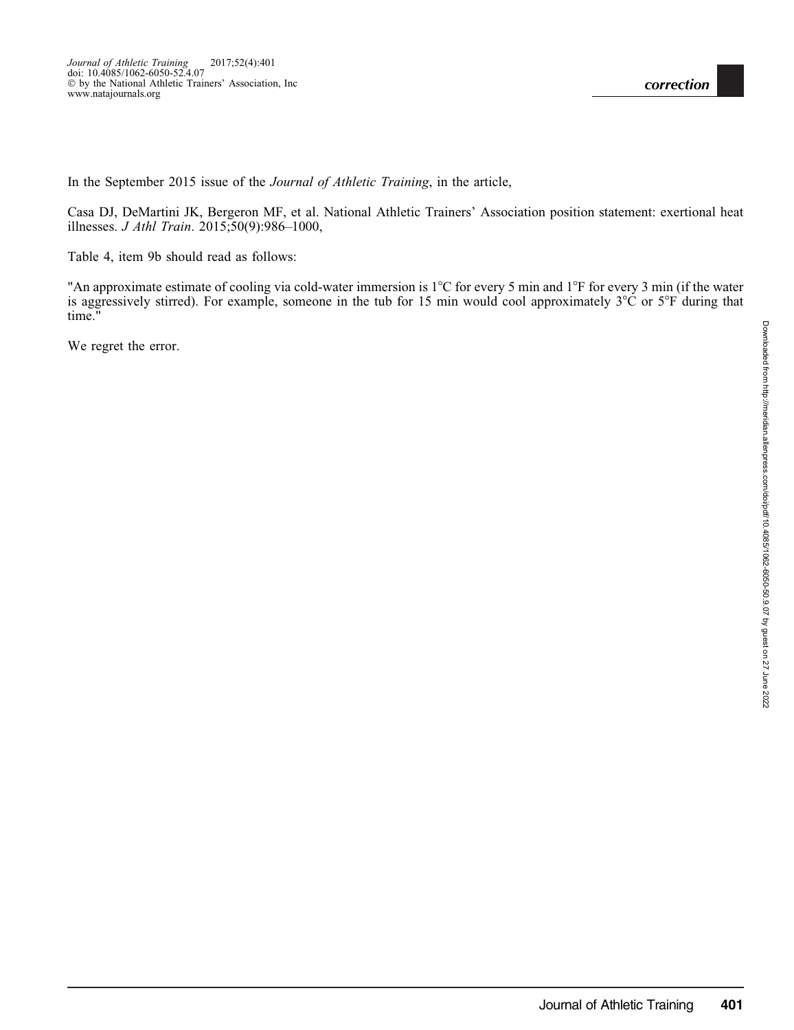## correction

In the September 2015 issue of the *Journal of Athletic Training*, in the article,

Casa DJ, DeMartini JK, Bergeron MF, et al. National Athletic Trainers' Association position statement: exertional heat illnesses. *J Athl Train*. 2015;50(9):986–1000,

Table 4, item 9b should read as follows:

"An approximate estimate of cooling via cold-water immersion is 1°C for every 5 min and 1°F for every 3 min (if the water is aggressively stirred). For example, someone in the tub for 15 min would cool approximately 3°C or 5°F during that time."

We regret the error.